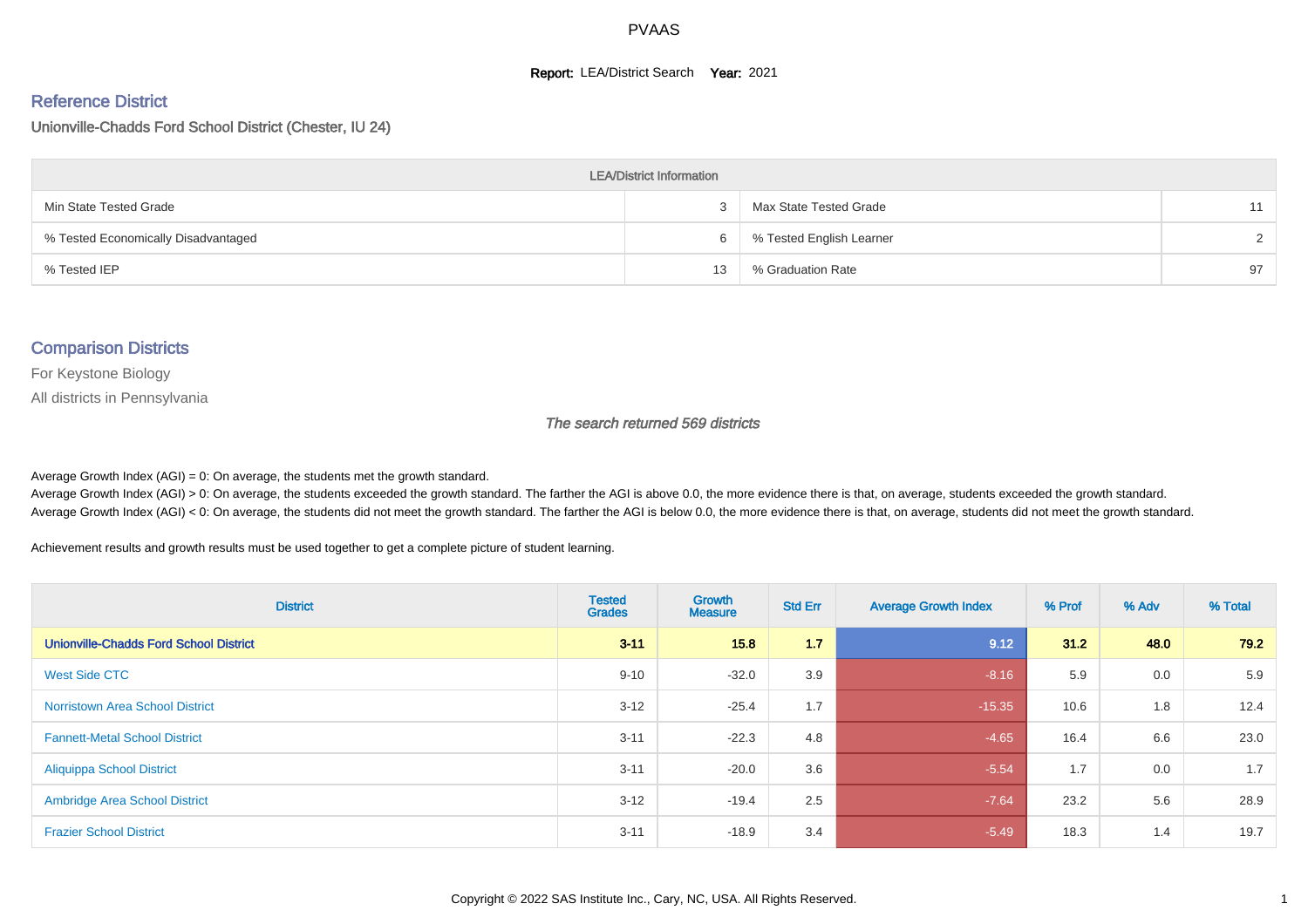# PVAAS

**Report:** LEA/District Search **Year:** 2021

## Reference District

Unionville-Chadds Ford School District (Chester, IU 24)

| LEA/District Information | | | |
|---|---|---|---|
| Min State Tested Grade | 3 | Max State Tested Grade | 11 |
| % Tested Economically Disadvantaged | 6 | % Tested English Learner | 2 |
| % Tested IEP | 13 | % Graduation Rate | 97 |

## Comparison Districts

For Keystone Biology

All districts in Pennsylvania

*The search returned 569 districts*

Average Growth Index (AGI) = 0: On average, the students met the growth standard.
Average Growth Index (AGI) > 0: On average, the students exceeded the growth standard. The farther the AGI is above 0.0, the more evidence there is that, on average, students exceeded the growth standard.
Average Growth Index (AGI) < 0: On average, the students did not meet the growth standard. The farther the AGI is below 0.0, the more evidence there is that, on average, students did not meet the growth standard.

Achievement results and growth results must be used together to get a complete picture of student learning.

| District | Tested Grades | Growth Measure | Std Err | Average Growth Index | % Prof | % Adv | % Total |
|---|---|---|---|---|---|---|---|
| **Unionville-Chadds Ford School District** | **3-11** | **15.8** | **1.7** | **9.12** | **31.2** | **48.0** | **79.2** |
| West Side CTC | 9-10 | -32.0 | 3.9 | -8.16 | 5.9 | 0.0 | 5.9 |
| Norristown Area School District | 3-12 | -25.4 | 1.7 | -15.35 | 10.6 | 1.8 | 12.4 |
| Fannett-Metal School District | 3-11 | -22.3 | 4.8 | -4.65 | 16.4 | 6.6 | 23.0 |
| Aliquippa School District | 3-11 | -20.0 | 3.6 | -5.54 | 1.7 | 0.0 | 1.7 |
| Ambridge Area School District | 3-12 | -19.4 | 2.5 | -7.64 | 23.2 | 5.6 | 28.9 |
| Frazier School District | 3-11 | -18.9 | 3.4 | -5.49 | 18.3 | 1.4 | 19.7 |

Copyright © 2022 SAS Institute Inc., Cary, NC, USA. All Rights Reserved.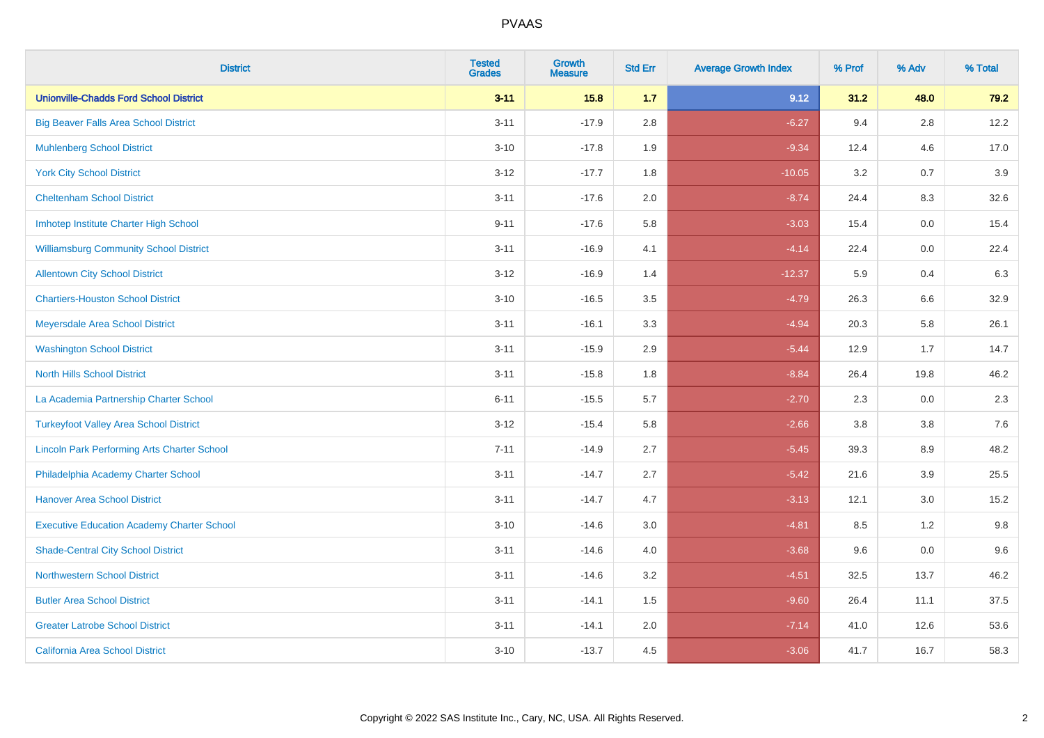PVAAS

| District | Tested Grades | Growth Measure | Std Err | Average Growth Index | % Prof | % Adv | % Total |
|---|---|---|---|---|---|---|---|
| **Unionville-Chadds Ford School District** | **3-11** | **15.8** | **1.7** | **9.12** | **31.2** | **48.0** | **79.2** |
| Big Beaver Falls Area School District | 3-11 | -17.9 | 2.8 | -6.27 | 9.4 | 2.8 | 12.2 |
| Muhlenberg School District | 3-10 | -17.8 | 1.9 | -9.34 | 12.4 | 4.6 | 17.0 |
| York City School District | 3-12 | -17.7 | 1.8 | -10.05 | 3.2 | 0.7 | 3.9 |
| Cheltenham School District | 3-11 | -17.6 | 2.0 | -8.74 | 24.4 | 8.3 | 32.6 |
| Imhotep Institute Charter High School | 9-11 | -17.6 | 5.8 | -3.03 | 15.4 | 0.0 | 15.4 |
| Williamsburg Community School District | 3-11 | -16.9 | 4.1 | -4.14 | 22.4 | 0.0 | 22.4 |
| Allentown City School District | 3-12 | -16.9 | 1.4 | -12.37 | 5.9 | 0.4 | 6.3 |
| Chartiers-Houston School District | 3-10 | -16.5 | 3.5 | -4.79 | 26.3 | 6.6 | 32.9 |
| Meyersdale Area School District | 3-11 | -16.1 | 3.3 | -4.94 | 20.3 | 5.8 | 26.1 |
| Washington School District | 3-11 | -15.9 | 2.9 | -5.44 | 12.9 | 1.7 | 14.7 |
| North Hills School District | 3-11 | -15.8 | 1.8 | -8.84 | 26.4 | 19.8 | 46.2 |
| La Academia Partnership Charter School | 6-11 | -15.5 | 5.7 | -2.70 | 2.3 | 0.0 | 2.3 |
| Turkeyfoot Valley Area School District | 3-12 | -15.4 | 5.8 | -2.66 | 3.8 | 3.8 | 7.6 |
| Lincoln Park Performing Arts Charter School | 7-11 | -14.9 | 2.7 | -5.45 | 39.3 | 8.9 | 48.2 |
| Philadelphia Academy Charter School | 3-11 | -14.7 | 2.7 | -5.42 | 21.6 | 3.9 | 25.5 |
| Hanover Area School District | 3-11 | -14.7 | 4.7 | -3.13 | 12.1 | 3.0 | 15.2 |
| Executive Education Academy Charter School | 3-10 | -14.6 | 3.0 | -4.81 | 8.5 | 1.2 | 9.8 |
| Shade-Central City School District | 3-11 | -14.6 | 4.0 | -3.68 | 9.6 | 0.0 | 9.6 |
| Northwestern School District | 3-11 | -14.6 | 3.2 | -4.51 | 32.5 | 13.7 | 46.2 |
| Butler Area School District | 3-11 | -14.1 | 1.5 | -9.60 | 26.4 | 11.1 | 37.5 |
| Greater Latrobe School District | 3-11 | -14.1 | 2.0 | -7.14 | 41.0 | 12.6 | 53.6 |
| California Area School District | 3-10 | -13.7 | 4.5 | -3.06 | 41.7 | 16.7 | 58.3 |

Copyright © 2022 SAS Institute Inc., Cary, NC, USA. All Rights Reserved.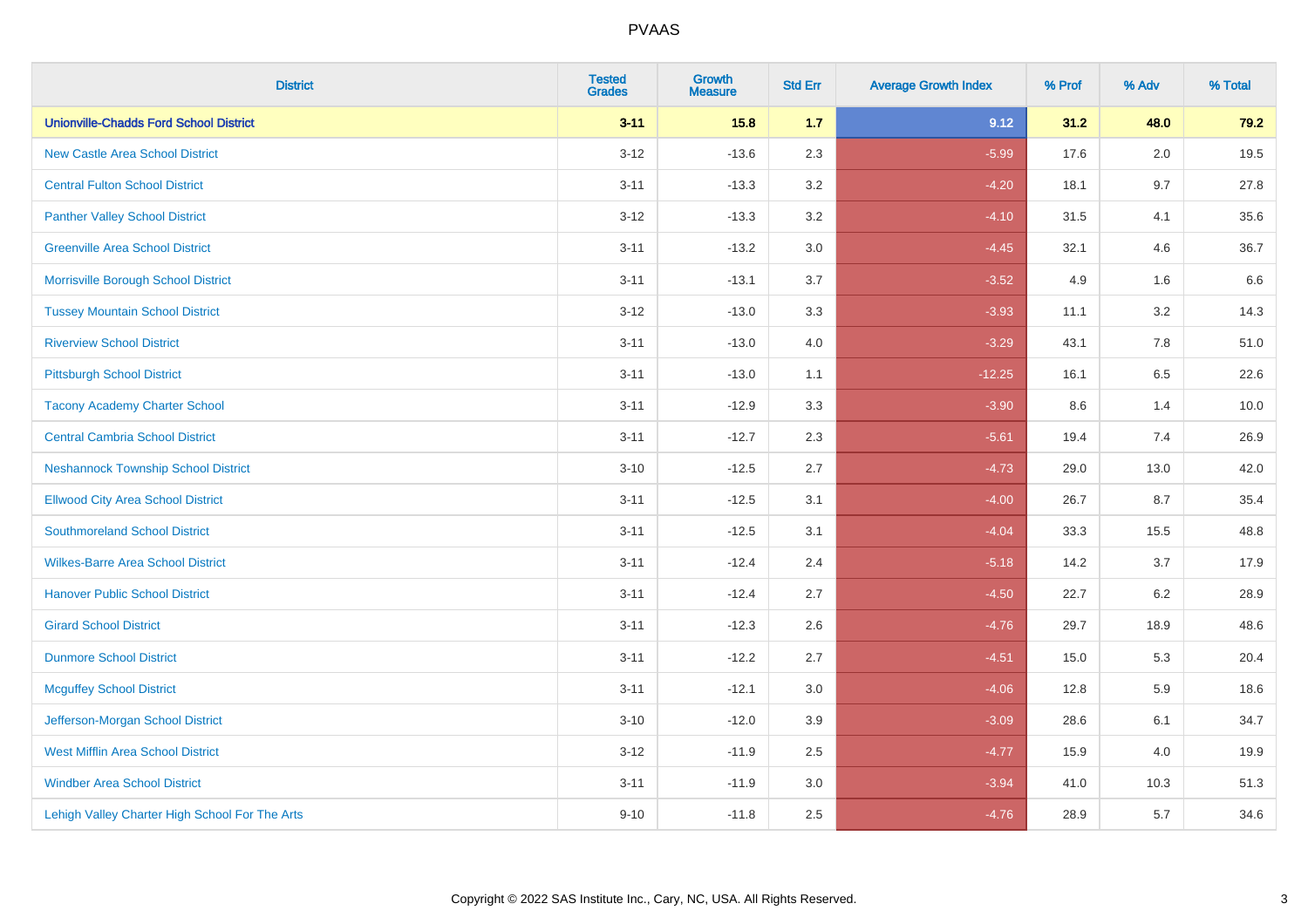# PVAAS

| District | Tested Grades | Growth Measure | Std Err | Average Growth Index | % Prof | % Adv | % Total |
|---|---|---|---|---|---|---|---|
| **Unionville-Chadds Ford School District** | **3-11** | **15.8** | **1.7** | **9.12** | **31.2** | **48.0** | **79.2** |
| New Castle Area School District | 3-12 | -13.6 | 2.3 | -5.99 | 17.6 | 2.0 | 19.5 |
| Central Fulton School District | 3-11 | -13.3 | 3.2 | -4.20 | 18.1 | 9.7 | 27.8 |
| Panther Valley School District | 3-12 | -13.3 | 3.2 | -4.10 | 31.5 | 4.1 | 35.6 |
| Greenville Area School District | 3-11 | -13.2 | 3.0 | -4.45 | 32.1 | 4.6 | 36.7 |
| Morrisville Borough School District | 3-11 | -13.1 | 3.7 | -3.52 | 4.9 | 1.6 | 6.6 |
| Tussey Mountain School District | 3-12 | -13.0 | 3.3 | -3.93 | 11.1 | 3.2 | 14.3 |
| Riverview School District | 3-11 | -13.0 | 4.0 | -3.29 | 43.1 | 7.8 | 51.0 |
| Pittsburgh School District | 3-11 | -13.0 | 1.1 | -12.25 | 16.1 | 6.5 | 22.6 |
| Tacony Academy Charter School | 3-11 | -12.9 | 3.3 | -3.90 | 8.6 | 1.4 | 10.0 |
| Central Cambria School District | 3-11 | -12.7 | 2.3 | -5.61 | 19.4 | 7.4 | 26.9 |
| Neshannock Township School District | 3-10 | -12.5 | 2.7 | -4.73 | 29.0 | 13.0 | 42.0 |
| Ellwood City Area School District | 3-11 | -12.5 | 3.1 | -4.00 | 26.7 | 8.7 | 35.4 |
| Southmoreland School District | 3-11 | -12.5 | 3.1 | -4.04 | 33.3 | 15.5 | 48.8 |
| Wilkes-Barre Area School District | 3-11 | -12.4 | 2.4 | -5.18 | 14.2 | 3.7 | 17.9 |
| Hanover Public School District | 3-11 | -12.4 | 2.7 | -4.50 | 22.7 | 6.2 | 28.9 |
| Girard School District | 3-11 | -12.3 | 2.6 | -4.76 | 29.7 | 18.9 | 48.6 |
| Dunmore School District | 3-11 | -12.2 | 2.7 | -4.51 | 15.0 | 5.3 | 20.4 |
| Mcguffey School District | 3-11 | -12.1 | 3.0 | -4.06 | 12.8 | 5.9 | 18.6 |
| Jefferson-Morgan School District | 3-10 | -12.0 | 3.9 | -3.09 | 28.6 | 6.1 | 34.7 |
| West Mifflin Area School District | 3-12 | -11.9 | 2.5 | -4.77 | 15.9 | 4.0 | 19.9 |
| Windber Area School District | 3-11 | -11.9 | 3.0 | -3.94 | 41.0 | 10.3 | 51.3 |
| Lehigh Valley Charter High School For The Arts | 9-10 | -11.8 | 2.5 | -4.76 | 28.9 | 5.7 | 34.6 |

Copyright © 2022 SAS Institute Inc., Cary, NC, USA. All Rights Reserved.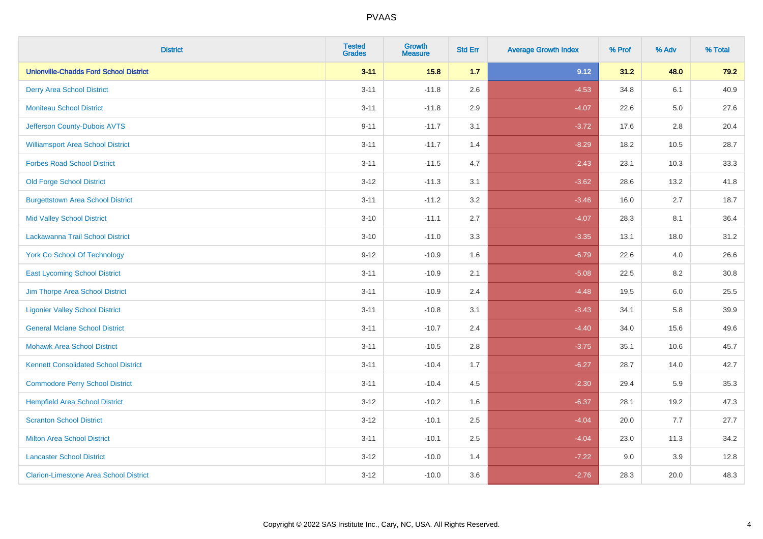| District | Tested Grades | Growth Measure | Std Err | Average Growth Index | % Prof | % Adv | % Total |
|---|---|---|---|---|---|---|---|
| **Unionville-Chadds Ford School District** | **3-11** | **15.8** | **1.7** | **9.12** | **31.2** | **48.0** | **79.2** |
| Derry Area School District | 3-11 | -11.8 | 2.6 | -4.53 | 34.8 | 6.1 | 40.9 |
| Moniteau School District | 3-11 | -11.8 | 2.9 | -4.07 | 22.6 | 5.0 | 27.6 |
| Jefferson County-Dubois AVTS | 9-11 | -11.7 | 3.1 | -3.72 | 17.6 | 2.8 | 20.4 |
| Williamsport Area School District | 3-11 | -11.7 | 1.4 | -8.29 | 18.2 | 10.5 | 28.7 |
| Forbes Road School District | 3-11 | -11.5 | 4.7 | -2.43 | 23.1 | 10.3 | 33.3 |
| Old Forge School District | 3-12 | -11.3 | 3.1 | -3.62 | 28.6 | 13.2 | 41.8 |
| Burgettstown Area School District | 3-11 | -11.2 | 3.2 | -3.46 | 16.0 | 2.7 | 18.7 |
| Mid Valley School District | 3-10 | -11.1 | 2.7 | -4.07 | 28.3 | 8.1 | 36.4 |
| Lackawanna Trail School District | 3-10 | -11.0 | 3.3 | -3.35 | 13.1 | 18.0 | 31.2 |
| York Co School Of Technology | 9-12 | -10.9 | 1.6 | -6.79 | 22.6 | 4.0 | 26.6 |
| East Lycoming School District | 3-11 | -10.9 | 2.1 | -5.08 | 22.5 | 8.2 | 30.8 |
| Jim Thorpe Area School District | 3-11 | -10.9 | 2.4 | -4.48 | 19.5 | 6.0 | 25.5 |
| Ligonier Valley School District | 3-11 | -10.8 | 3.1 | -3.43 | 34.1 | 5.8 | 39.9 |
| General Mclane School District | 3-11 | -10.7 | 2.4 | -4.40 | 34.0 | 15.6 | 49.6 |
| Mohawk Area School District | 3-11 | -10.5 | 2.8 | -3.75 | 35.1 | 10.6 | 45.7 |
| Kennett Consolidated School District | 3-11 | -10.4 | 1.7 | -6.27 | 28.7 | 14.0 | 42.7 |
| Commodore Perry School District | 3-11 | -10.4 | 4.5 | -2.30 | 29.4 | 5.9 | 35.3 |
| Hempfield Area School District | 3-12 | -10.2 | 1.6 | -6.37 | 28.1 | 19.2 | 47.3 |
| Scranton School District | 3-12 | -10.1 | 2.5 | -4.04 | 20.0 | 7.7 | 27.7 |
| Milton Area School District | 3-11 | -10.1 | 2.5 | -4.04 | 23.0 | 11.3 | 34.2 |
| Lancaster School District | 3-12 | -10.0 | 1.4 | -7.22 | 9.0 | 3.9 | 12.8 |
| Clarion-Limestone Area School District | 3-12 | -10.0 | 3.6 | -2.76 | 28.3 | 20.0 | 48.3 |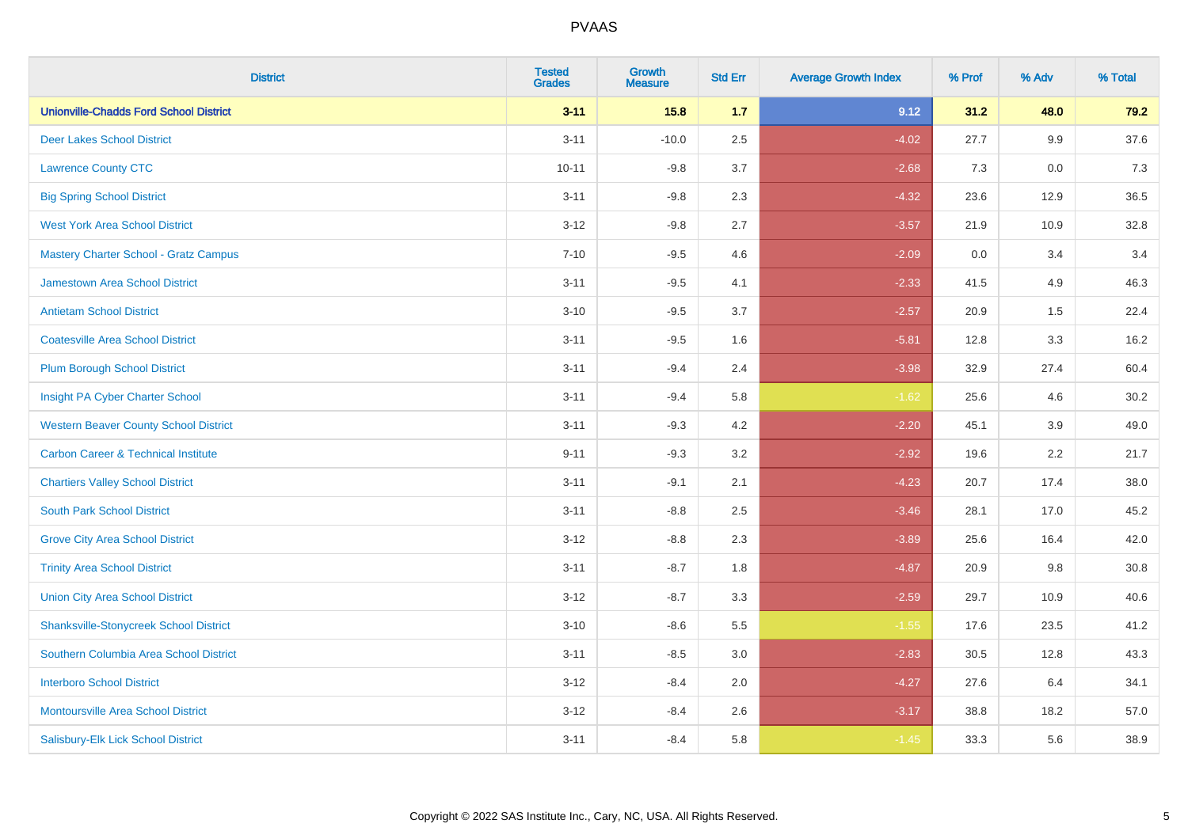| District | Tested Grades | Growth Measure | Std Err | Average Growth Index | % Prof | % Adv | % Total |
|---|---|---|---|---|---|---|---|
| **Unionville-Chadds Ford School District** | **3-11** | **15.8** | **1.7** | **9.12** | **31.2** | **48.0** | **79.2** |
| Deer Lakes School District | 3-11 | -10.0 | 2.5 | -4.02 | 27.7 | 9.9 | 37.6 |
| Lawrence County CTC | 10-11 | -9.8 | 3.7 | -2.68 | 7.3 | 0.0 | 7.3 |
| Big Spring School District | 3-11 | -9.8 | 2.3 | -4.32 | 23.6 | 12.9 | 36.5 |
| West York Area School District | 3-12 | -9.8 | 2.7 | -3.57 | 21.9 | 10.9 | 32.8 |
| Mastery Charter School - Gratz Campus | 7-10 | -9.5 | 4.6 | -2.09 | 0.0 | 3.4 | 3.4 |
| Jamestown Area School District | 3-11 | -9.5 | 4.1 | -2.33 | 41.5 | 4.9 | 46.3 |
| Antietam School District | 3-10 | -9.5 | 3.7 | -2.57 | 20.9 | 1.5 | 22.4 |
| Coatesville Area School District | 3-11 | -9.5 | 1.6 | -5.81 | 12.8 | 3.3 | 16.2 |
| Plum Borough School District | 3-11 | -9.4 | 2.4 | -3.98 | 32.9 | 27.4 | 60.4 |
| Insight PA Cyber Charter School | 3-11 | -9.4 | 5.8 | -1.62 | 25.6 | 4.6 | 30.2 |
| Western Beaver County School District | 3-11 | -9.3 | 4.2 | -2.20 | 45.1 | 3.9 | 49.0 |
| Carbon Career & Technical Institute | 9-11 | -9.3 | 3.2 | -2.92 | 19.6 | 2.2 | 21.7 |
| Chartiers Valley School District | 3-11 | -9.1 | 2.1 | -4.23 | 20.7 | 17.4 | 38.0 |
| South Park School District | 3-11 | -8.8 | 2.5 | -3.46 | 28.1 | 17.0 | 45.2 |
| Grove City Area School District | 3-12 | -8.8 | 2.3 | -3.89 | 25.6 | 16.4 | 42.0 |
| Trinity Area School District | 3-11 | -8.7 | 1.8 | -4.87 | 20.9 | 9.8 | 30.8 |
| Union City Area School District | 3-12 | -8.7 | 3.3 | -2.59 | 29.7 | 10.9 | 40.6 |
| Shanksville-Stonycreek School District | 3-10 | -8.6 | 5.5 | -1.55 | 17.6 | 23.5 | 41.2 |
| Southern Columbia Area School District | 3-11 | -8.5 | 3.0 | -2.83 | 30.5 | 12.8 | 43.3 |
| Interboro School District | 3-12 | -8.4 | 2.0 | -4.27 | 27.6 | 6.4 | 34.1 |
| Montoursville Area School District | 3-12 | -8.4 | 2.6 | -3.17 | 38.8 | 18.2 | 57.0 |
| Salisbury-Elk Lick School District | 3-11 | -8.4 | 5.8 | -1.45 | 33.3 | 5.6 | 38.9 |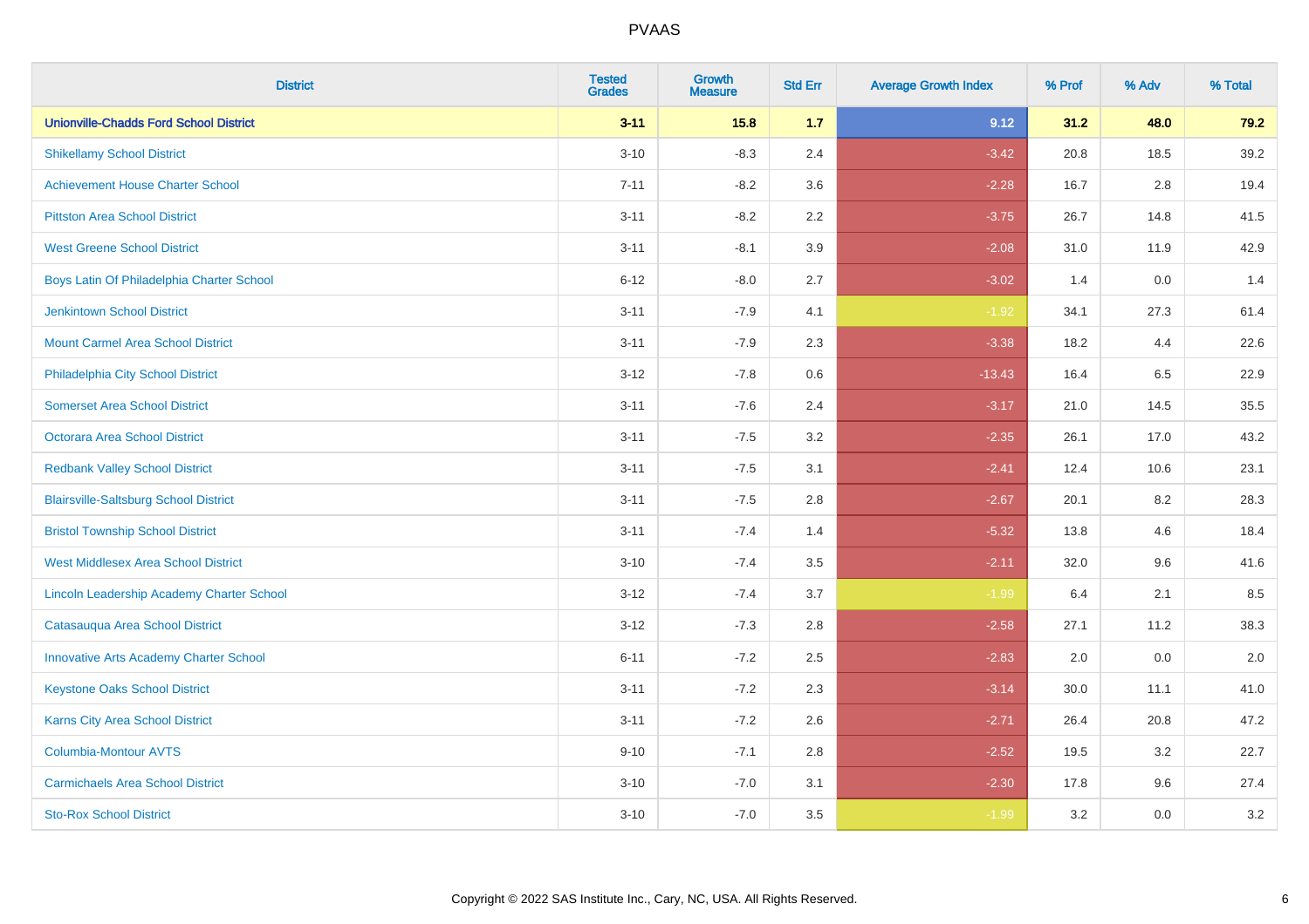# PVAAS

| District | Tested Grades | Growth Measure | Std Err | Average Growth Index | % Prof | % Adv | % Total |
|---|---|---|---|---|---|---|---|
| **Unionville-Chadds Ford School District** | **3-11** | **15.8** | **1.7** | **9.12** | **31.2** | **48.0** | **79.2** |
| Shikellamy School District | 3-10 | -8.3 | 2.4 | -3.42 | 20.8 | 18.5 | 39.2 |
| Achievement House Charter School | 7-11 | -8.2 | 3.6 | -2.28 | 16.7 | 2.8 | 19.4 |
| Pittston Area School District | 3-11 | -8.2 | 2.2 | -3.75 | 26.7 | 14.8 | 41.5 |
| West Greene School District | 3-11 | -8.1 | 3.9 | -2.08 | 31.0 | 11.9 | 42.9 |
| Boys Latin Of Philadelphia Charter School | 6-12 | -8.0 | 2.7 | -3.02 | 1.4 | 0.0 | 1.4 |
| Jenkintown School District | 3-11 | -7.9 | 4.1 | -1.92 | 34.1 | 27.3 | 61.4 |
| Mount Carmel Area School District | 3-11 | -7.9 | 2.3 | -3.38 | 18.2 | 4.4 | 22.6 |
| Philadelphia City School District | 3-12 | -7.8 | 0.6 | -13.43 | 16.4 | 6.5 | 22.9 |
| Somerset Area School District | 3-11 | -7.6 | 2.4 | -3.17 | 21.0 | 14.5 | 35.5 |
| Octorara Area School District | 3-11 | -7.5 | 3.2 | -2.35 | 26.1 | 17.0 | 43.2 |
| Redbank Valley School District | 3-11 | -7.5 | 3.1 | -2.41 | 12.4 | 10.6 | 23.1 |
| Blairsville-Saltsburg School District | 3-11 | -7.5 | 2.8 | -2.67 | 20.1 | 8.2 | 28.3 |
| Bristol Township School District | 3-11 | -7.4 | 1.4 | -5.32 | 13.8 | 4.6 | 18.4 |
| West Middlesex Area School District | 3-10 | -7.4 | 3.5 | -2.11 | 32.0 | 9.6 | 41.6 |
| Lincoln Leadership Academy Charter School | 3-12 | -7.4 | 3.7 | -1.99 | 6.4 | 2.1 | 8.5 |
| Catasauqua Area School District | 3-12 | -7.3 | 2.8 | -2.58 | 27.1 | 11.2 | 38.3 |
| Innovative Arts Academy Charter School | 6-11 | -7.2 | 2.5 | -2.83 | 2.0 | 0.0 | 2.0 |
| Keystone Oaks School District | 3-11 | -7.2 | 2.3 | -3.14 | 30.0 | 11.1 | 41.0 |
| Karns City Area School District | 3-11 | -7.2 | 2.6 | -2.71 | 26.4 | 20.8 | 47.2 |
| Columbia-Montour AVTS | 9-10 | -7.1 | 2.8 | -2.52 | 19.5 | 3.2 | 22.7 |
| Carmichaels Area School District | 3-10 | -7.0 | 3.1 | -2.30 | 17.8 | 9.6 | 27.4 |
| Sto-Rox School District | 3-10 | -7.0 | 3.5 | -1.99 | 3.2 | 0.0 | 3.2 |

Copyright © 2022 SAS Institute Inc., Cary, NC, USA. All Rights Reserved.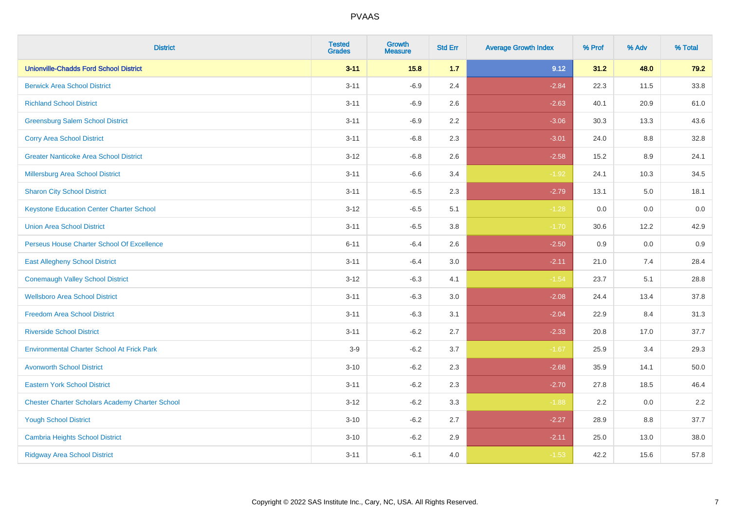| District | Tested Grades | Growth Measure | Std Err | Average Growth Index | % Prof | % Adv | % Total |
|---|---|---|---|---|---|---|---|
| **Unionville-Chadds Ford School District** | **3-11** | **15.8** | **1.7** | **9.12** | **31.2** | **48.0** | **79.2** |
| Berwick Area School District | 3-11 | -6.9 | 2.4 | -2.84 | 22.3 | 11.5 | 33.8 |
| Richland School District | 3-11 | -6.9 | 2.6 | -2.63 | 40.1 | 20.9 | 61.0 |
| Greensburg Salem School District | 3-11 | -6.9 | 2.2 | -3.06 | 30.3 | 13.3 | 43.6 |
| Corry Area School District | 3-11 | -6.8 | 2.3 | -3.01 | 24.0 | 8.8 | 32.8 |
| Greater Nanticoke Area School District | 3-12 | -6.8 | 2.6 | -2.58 | 15.2 | 8.9 | 24.1 |
| Millersburg Area School District | 3-11 | -6.6 | 3.4 | -1.92 | 24.1 | 10.3 | 34.5 |
| Sharon City School District | 3-11 | -6.5 | 2.3 | -2.79 | 13.1 | 5.0 | 18.1 |
| Keystone Education Center Charter School | 3-12 | -6.5 | 5.1 | -1.28 | 0.0 | 0.0 | 0.0 |
| Union Area School District | 3-11 | -6.5 | 3.8 | -1.70 | 30.6 | 12.2 | 42.9 |
| Perseus House Charter School Of Excellence | 6-11 | -6.4 | 2.6 | -2.50 | 0.9 | 0.0 | 0.9 |
| East Allegheny School District | 3-11 | -6.4 | 3.0 | -2.11 | 21.0 | 7.4 | 28.4 |
| Conemaugh Valley School District | 3-12 | -6.3 | 4.1 | -1.54 | 23.7 | 5.1 | 28.8 |
| Wellsboro Area School District | 3-11 | -6.3 | 3.0 | -2.08 | 24.4 | 13.4 | 37.8 |
| Freedom Area School District | 3-11 | -6.3 | 3.1 | -2.04 | 22.9 | 8.4 | 31.3 |
| Riverside School District | 3-11 | -6.2 | 2.7 | -2.33 | 20.8 | 17.0 | 37.7 |
| Environmental Charter School At Frick Park | 3-9 | -6.2 | 3.7 | -1.67 | 25.9 | 3.4 | 29.3 |
| Avonworth School District | 3-10 | -6.2 | 2.3 | -2.68 | 35.9 | 14.1 | 50.0 |
| Eastern York School District | 3-11 | -6.2 | 2.3 | -2.70 | 27.8 | 18.5 | 46.4 |
| Chester Charter Scholars Academy Charter School | 3-12 | -6.2 | 3.3 | -1.88 | 2.2 | 0.0 | 2.2 |
| Yough School District | 3-10 | -6.2 | 2.7 | -2.27 | 28.9 | 8.8 | 37.7 |
| Cambria Heights School District | 3-10 | -6.2 | 2.9 | -2.11 | 25.0 | 13.0 | 38.0 |
| Ridgway Area School District | 3-11 | -6.1 | 4.0 | -1.53 | 42.2 | 15.6 | 57.8 |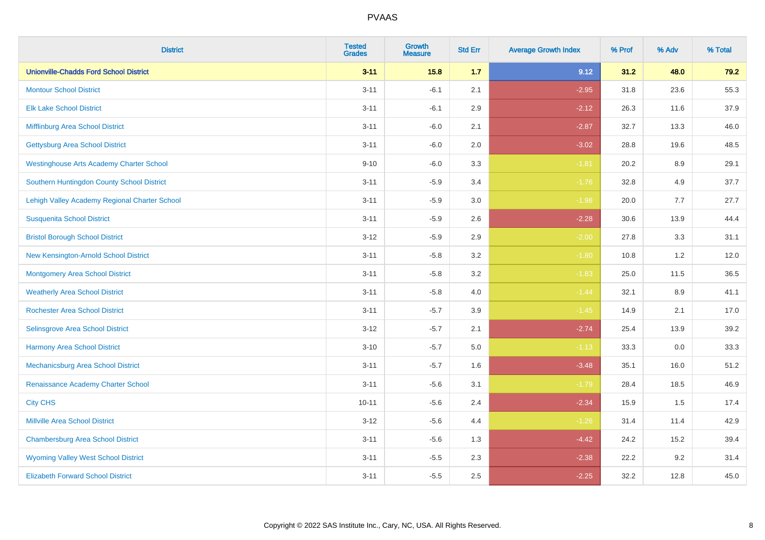# PVAAS

| District | Tested Grades | Growth Measure | Std Err | Average Growth Index | % Prof | % Adv | % Total |
|---|---|---|---|---|---|---|---|
| **Unionville-Chadds Ford School District** | **3-11** | **15.8** | **1.7** | **9.12** | **31.2** | **48.0** | **79.2** |
| Montour School District | 3-11 | -6.1 | 2.1 | -2.95 | 31.8 | 23.6 | 55.3 |
| Elk Lake School District | 3-11 | -6.1 | 2.9 | -2.12 | 26.3 | 11.6 | 37.9 |
| Mifflinburg Area School District | 3-11 | -6.0 | 2.1 | -2.87 | 32.7 | 13.3 | 46.0 |
| Gettysburg Area School District | 3-11 | -6.0 | 2.0 | -3.02 | 28.8 | 19.6 | 48.5 |
| Westinghouse Arts Academy Charter School | 9-10 | -6.0 | 3.3 | -1.81 | 20.2 | 8.9 | 29.1 |
| Southern Huntingdon County School District | 3-11 | -5.9 | 3.4 | -1.76 | 32.8 | 4.9 | 37.7 |
| Lehigh Valley Academy Regional Charter School | 3-11 | -5.9 | 3.0 | -1.98 | 20.0 | 7.7 | 27.7 |
| Susquenita School District | 3-11 | -5.9 | 2.6 | -2.28 | 30.6 | 13.9 | 44.4 |
| Bristol Borough School District | 3-12 | -5.9 | 2.9 | -2.00 | 27.8 | 3.3 | 31.1 |
| New Kensington-Arnold School District | 3-11 | -5.8 | 3.2 | -1.80 | 10.8 | 1.2 | 12.0 |
| Montgomery Area School District | 3-11 | -5.8 | 3.2 | -1.83 | 25.0 | 11.5 | 36.5 |
| Weatherly Area School District | 3-11 | -5.8 | 4.0 | -1.44 | 32.1 | 8.9 | 41.1 |
| Rochester Area School District | 3-11 | -5.7 | 3.9 | -1.45 | 14.9 | 2.1 | 17.0 |
| Selinsgrove Area School District | 3-12 | -5.7 | 2.1 | -2.74 | 25.4 | 13.9 | 39.2 |
| Harmony Area School District | 3-10 | -5.7 | 5.0 | -1.13 | 33.3 | 0.0 | 33.3 |
| Mechanicsburg Area School District | 3-11 | -5.7 | 1.6 | -3.48 | 35.1 | 16.0 | 51.2 |
| Renaissance Academy Charter School | 3-11 | -5.6 | 3.1 | -1.79 | 28.4 | 18.5 | 46.9 |
| City CHS | 10-11 | -5.6 | 2.4 | -2.34 | 15.9 | 1.5 | 17.4 |
| Millville Area School District | 3-12 | -5.6 | 4.4 | -1.26 | 31.4 | 11.4 | 42.9 |
| Chambersburg Area School District | 3-11 | -5.6 | 1.3 | -4.42 | 24.2 | 15.2 | 39.4 |
| Wyoming Valley West School District | 3-11 | -5.5 | 2.3 | -2.38 | 22.2 | 9.2 | 31.4 |
| Elizabeth Forward School District | 3-11 | -5.5 | 2.5 | -2.25 | 32.2 | 12.8 | 45.0 |

Copyright © 2022 SAS Institute Inc., Cary, NC, USA. All Rights Reserved.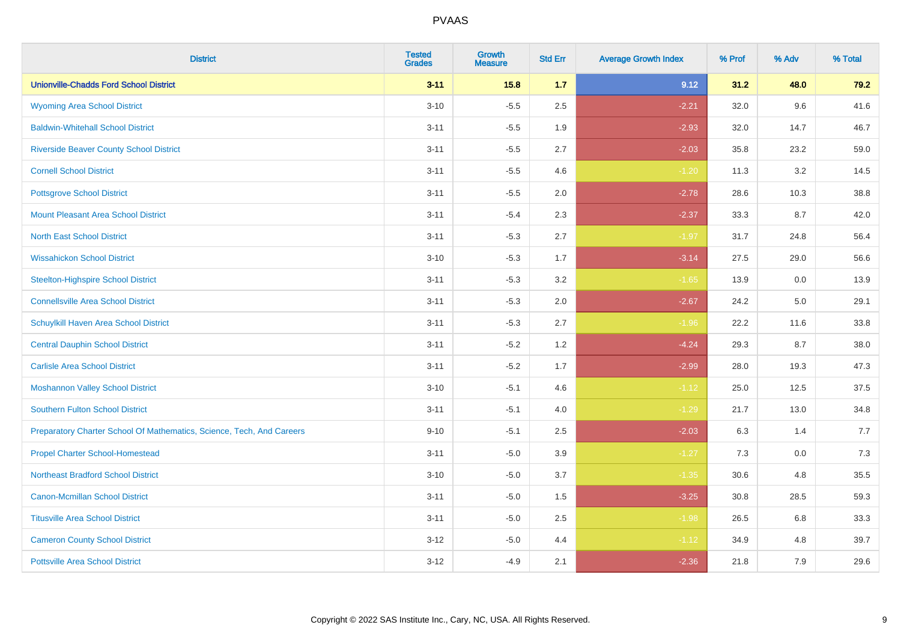| District | Tested Grades | Growth Measure | Std Err | Average Growth Index | % Prof | % Adv | % Total |
|---|---|---|---|---|---|---|---|
| **Unionville-Chadds Ford School District** | **3-11** | **15.8** | **1.7** | **9.12** | **31.2** | **48.0** | **79.2** |
| Wyoming Area School District | 3-10 | -5.5 | 2.5 | -2.21 | 32.0 | 9.6 | 41.6 |
| Baldwin-Whitehall School District | 3-11 | -5.5 | 1.9 | -2.93 | 32.0 | 14.7 | 46.7 |
| Riverside Beaver County School District | 3-11 | -5.5 | 2.7 | -2.03 | 35.8 | 23.2 | 59.0 |
| Cornell School District | 3-11 | -5.5 | 4.6 | -1.20 | 11.3 | 3.2 | 14.5 |
| Pottsgrove School District | 3-11 | -5.5 | 2.0 | -2.78 | 28.6 | 10.3 | 38.8 |
| Mount Pleasant Area School District | 3-11 | -5.4 | 2.3 | -2.37 | 33.3 | 8.7 | 42.0 |
| North East School District | 3-11 | -5.3 | 2.7 | -1.97 | 31.7 | 24.8 | 56.4 |
| Wissahickon School District | 3-10 | -5.3 | 1.7 | -3.14 | 27.5 | 29.0 | 56.6 |
| Steelton-Highspire School District | 3-11 | -5.3 | 3.2 | -1.65 | 13.9 | 0.0 | 13.9 |
| Connellsville Area School District | 3-11 | -5.3 | 2.0 | -2.67 | 24.2 | 5.0 | 29.1 |
| Schuylkill Haven Area School District | 3-11 | -5.3 | 2.7 | -1.96 | 22.2 | 11.6 | 33.8 |
| Central Dauphin School District | 3-11 | -5.2 | 1.2 | -4.24 | 29.3 | 8.7 | 38.0 |
| Carlisle Area School District | 3-11 | -5.2 | 1.7 | -2.99 | 28.0 | 19.3 | 47.3 |
| Moshannon Valley School District | 3-10 | -5.1 | 4.6 | -1.12 | 25.0 | 12.5 | 37.5 |
| Southern Fulton School District | 3-11 | -5.1 | 4.0 | -1.29 | 21.7 | 13.0 | 34.8 |
| Preparatory Charter School Of Mathematics, Science, Tech, And Careers | 9-10 | -5.1 | 2.5 | -2.03 | 6.3 | 1.4 | 7.7 |
| Propel Charter School-Homestead | 3-11 | -5.0 | 3.9 | -1.27 | 7.3 | 0.0 | 7.3 |
| Northeast Bradford School District | 3-10 | -5.0 | 3.7 | -1.35 | 30.6 | 4.8 | 35.5 |
| Canon-Mcmillan School District | 3-11 | -5.0 | 1.5 | -3.25 | 30.8 | 28.5 | 59.3 |
| Titusville Area School District | 3-11 | -5.0 | 2.5 | -1.98 | 26.5 | 6.8 | 33.3 |
| Cameron County School District | 3-12 | -5.0 | 4.4 | -1.12 | 34.9 | 4.8 | 39.7 |
| Pottsville Area School District | 3-12 | -4.9 | 2.1 | -2.36 | 21.8 | 7.9 | 29.6 |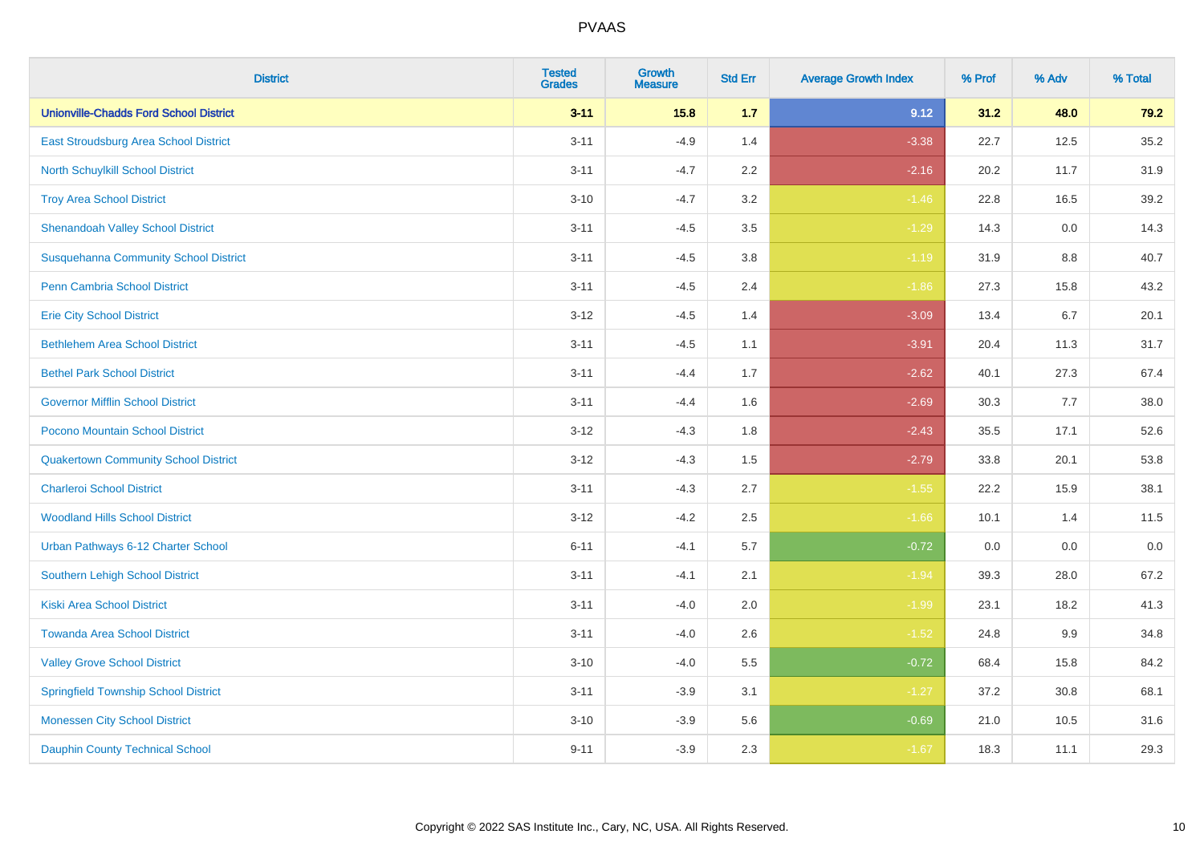# PVAAS

| District | Tested Grades | Growth Measure | Std Err | Average Growth Index | % Prof | % Adv | % Total |
|---|---|---|---|---|---|---|---|
| **Unionville-Chadds Ford School District** | **3-11** | **15.8** | **1.7** | **9.12** | **31.2** | **48.0** | **79.2** |
| East Stroudsburg Area School District | 3-11 | -4.9 | 1.4 | -3.38 | 22.7 | 12.5 | 35.2 |
| North Schuylkill School District | 3-11 | -4.7 | 2.2 | -2.16 | 20.2 | 11.7 | 31.9 |
| Troy Area School District | 3-10 | -4.7 | 3.2 | -1.46 | 22.8 | 16.5 | 39.2 |
| Shenandoah Valley School District | 3-11 | -4.5 | 3.5 | -1.29 | 14.3 | 0.0 | 14.3 |
| Susquehanna Community School District | 3-11 | -4.5 | 3.8 | -1.19 | 31.9 | 8.8 | 40.7 |
| Penn Cambria School District | 3-11 | -4.5 | 2.4 | -1.86 | 27.3 | 15.8 | 43.2 |
| Erie City School District | 3-12 | -4.5 | 1.4 | -3.09 | 13.4 | 6.7 | 20.1 |
| Bethlehem Area School District | 3-11 | -4.5 | 1.1 | -3.91 | 20.4 | 11.3 | 31.7 |
| Bethel Park School District | 3-11 | -4.4 | 1.7 | -2.62 | 40.1 | 27.3 | 67.4 |
| Governor Mifflin School District | 3-11 | -4.4 | 1.6 | -2.69 | 30.3 | 7.7 | 38.0 |
| Pocono Mountain School District | 3-12 | -4.3 | 1.8 | -2.43 | 35.5 | 17.1 | 52.6 |
| Quakertown Community School District | 3-12 | -4.3 | 1.5 | -2.79 | 33.8 | 20.1 | 53.8 |
| Charleroi School District | 3-11 | -4.3 | 2.7 | -1.55 | 22.2 | 15.9 | 38.1 |
| Woodland Hills School District | 3-12 | -4.2 | 2.5 | -1.66 | 10.1 | 1.4 | 11.5 |
| Urban Pathways 6-12 Charter School | 6-11 | -4.1 | 5.7 | -0.72 | 0.0 | 0.0 | 0.0 |
| Southern Lehigh School District | 3-11 | -4.1 | 2.1 | -1.94 | 39.3 | 28.0 | 67.2 |
| Kiski Area School District | 3-11 | -4.0 | 2.0 | -1.99 | 23.1 | 18.2 | 41.3 |
| Towanda Area School District | 3-11 | -4.0 | 2.6 | -1.52 | 24.8 | 9.9 | 34.8 |
| Valley Grove School District | 3-10 | -4.0 | 5.5 | -0.72 | 68.4 | 15.8 | 84.2 |
| Springfield Township School District | 3-11 | -3.9 | 3.1 | -1.27 | 37.2 | 30.8 | 68.1 |
| Monessen City School District | 3-10 | -3.9 | 5.6 | -0.69 | 21.0 | 10.5 | 31.6 |
| Dauphin County Technical School | 9-11 | -3.9 | 2.3 | -1.67 | 18.3 | 11.1 | 29.3 |

Copyright © 2022 SAS Institute Inc., Cary, NC, USA. All Rights Reserved.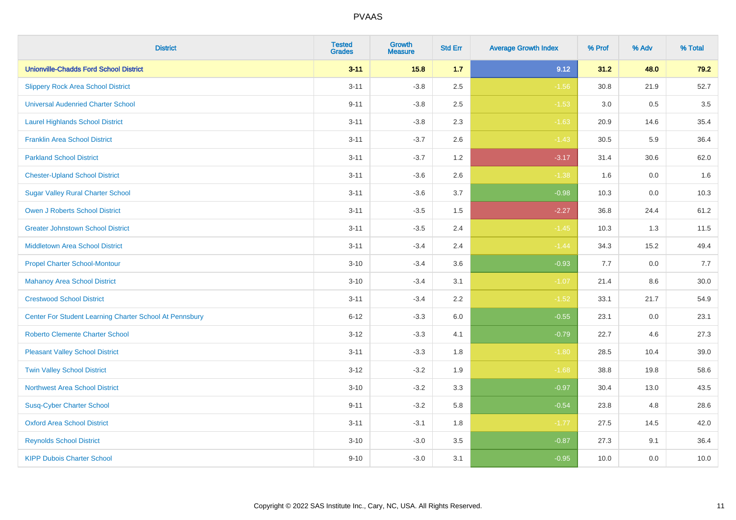| District | Tested Grades | Growth Measure | Std Err | Average Growth Index | % Prof | % Adv | % Total |
|---|---|---|---|---|---|---|---|
| **Unionville-Chadds Ford School District** | **3-11** | **15.8** | **1.7** | **9.12** | **31.2** | **48.0** | **79.2** |
| Slippery Rock Area School District | 3-11 | -3.8 | 2.5 | -1.56 | 30.8 | 21.9 | 52.7 |
| Universal Audenried Charter School | 9-11 | -3.8 | 2.5 | -1.53 | 3.0 | 0.5 | 3.5 |
| Laurel Highlands School District | 3-11 | -3.8 | 2.3 | -1.63 | 20.9 | 14.6 | 35.4 |
| Franklin Area School District | 3-11 | -3.7 | 2.6 | -1.43 | 30.5 | 5.9 | 36.4 |
| Parkland School District | 3-11 | -3.7 | 1.2 | -3.17 | 31.4 | 30.6 | 62.0 |
| Chester-Upland School District | 3-11 | -3.6 | 2.6 | -1.38 | 1.6 | 0.0 | 1.6 |
| Sugar Valley Rural Charter School | 3-11 | -3.6 | 3.7 | -0.98 | 10.3 | 0.0 | 10.3 |
| Owen J Roberts School District | 3-11 | -3.5 | 1.5 | -2.27 | 36.8 | 24.4 | 61.2 |
| Greater Johnstown School District | 3-11 | -3.5 | 2.4 | -1.45 | 10.3 | 1.3 | 11.5 |
| Middletown Area School District | 3-11 | -3.4 | 2.4 | -1.44 | 34.3 | 15.2 | 49.4 |
| Propel Charter School-Montour | 3-10 | -3.4 | 3.6 | -0.93 | 7.7 | 0.0 | 7.7 |
| Mahanoy Area School District | 3-10 | -3.4 | 3.1 | -1.07 | 21.4 | 8.6 | 30.0 |
| Crestwood School District | 3-11 | -3.4 | 2.2 | -1.52 | 33.1 | 21.7 | 54.9 |
| Center For Student Learning Charter School At Pennsbury | 6-12 | -3.3 | 6.0 | -0.55 | 23.1 | 0.0 | 23.1 |
| Roberto Clemente Charter School | 3-12 | -3.3 | 4.1 | -0.79 | 22.7 | 4.6 | 27.3 |
| Pleasant Valley School District | 3-11 | -3.3 | 1.8 | -1.80 | 28.5 | 10.4 | 39.0 |
| Twin Valley School District | 3-12 | -3.2 | 1.9 | -1.68 | 38.8 | 19.8 | 58.6 |
| Northwest Area School District | 3-10 | -3.2 | 3.3 | -0.97 | 30.4 | 13.0 | 43.5 |
| Susq-Cyber Charter School | 9-11 | -3.2 | 5.8 | -0.54 | 23.8 | 4.8 | 28.6 |
| Oxford Area School District | 3-11 | -3.1 | 1.8 | -1.77 | 27.5 | 14.5 | 42.0 |
| Reynolds School District | 3-10 | -3.0 | 3.5 | -0.87 | 27.3 | 9.1 | 36.4 |
| KIPP Dubois Charter School | 9-10 | -3.0 | 3.1 | -0.95 | 10.0 | 0.0 | 10.0 |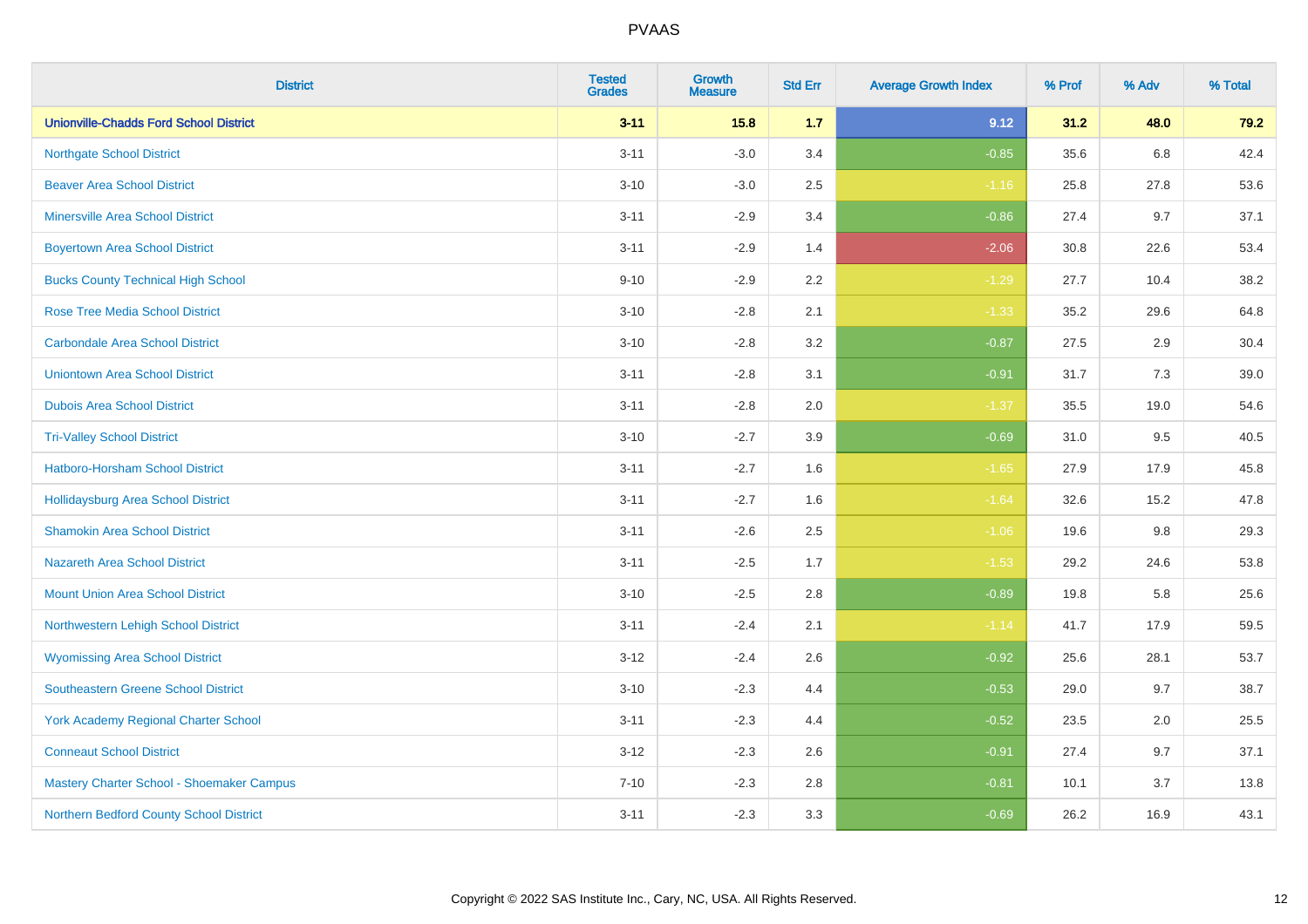| District | Tested Grades | Growth Measure | Std Err | Average Growth Index | % Prof | % Adv | % Total |
|---|---|---|---|---|---|---|---|
| **Unionville-Chadds Ford School District** | **3-11** | **15.8** | **1.7** | **9.12** | **31.2** | **48.0** | **79.2** |
| Northgate School District | 3-11 | -3.0 | 3.4 | -0.85 | 35.6 | 6.8 | 42.4 |
| Beaver Area School District | 3-10 | -3.0 | 2.5 | -1.16 | 25.8 | 27.8 | 53.6 |
| Minersville Area School District | 3-11 | -2.9 | 3.4 | -0.86 | 27.4 | 9.7 | 37.1 |
| Boyertown Area School District | 3-11 | -2.9 | 1.4 | -2.06 | 30.8 | 22.6 | 53.4 |
| Bucks County Technical High School | 9-10 | -2.9 | 2.2 | -1.29 | 27.7 | 10.4 | 38.2 |
| Rose Tree Media School District | 3-10 | -2.8 | 2.1 | -1.33 | 35.2 | 29.6 | 64.8 |
| Carbondale Area School District | 3-10 | -2.8 | 3.2 | -0.87 | 27.5 | 2.9 | 30.4 |
| Uniontown Area School District | 3-11 | -2.8 | 3.1 | -0.91 | 31.7 | 7.3 | 39.0 |
| Dubois Area School District | 3-11 | -2.8 | 2.0 | -1.37 | 35.5 | 19.0 | 54.6 |
| Tri-Valley School District | 3-10 | -2.7 | 3.9 | -0.69 | 31.0 | 9.5 | 40.5 |
| Hatboro-Horsham School District | 3-11 | -2.7 | 1.6 | -1.65 | 27.9 | 17.9 | 45.8 |
| Hollidaysburg Area School District | 3-11 | -2.7 | 1.6 | -1.64 | 32.6 | 15.2 | 47.8 |
| Shamokin Area School District | 3-11 | -2.6 | 2.5 | -1.06 | 19.6 | 9.8 | 29.3 |
| Nazareth Area School District | 3-11 | -2.5 | 1.7 | -1.53 | 29.2 | 24.6 | 53.8 |
| Mount Union Area School District | 3-10 | -2.5 | 2.8 | -0.89 | 19.8 | 5.8 | 25.6 |
| Northwestern Lehigh School District | 3-11 | -2.4 | 2.1 | -1.14 | 41.7 | 17.9 | 59.5 |
| Wyomissing Area School District | 3-12 | -2.4 | 2.6 | -0.92 | 25.6 | 28.1 | 53.7 |
| Southeastern Greene School District | 3-10 | -2.3 | 4.4 | -0.53 | 29.0 | 9.7 | 38.7 |
| York Academy Regional Charter School | 3-11 | -2.3 | 4.4 | -0.52 | 23.5 | 2.0 | 25.5 |
| Conneaut School District | 3-12 | -2.3 | 2.6 | -0.91 | 27.4 | 9.7 | 37.1 |
| Mastery Charter School - Shoemaker Campus | 7-10 | -2.3 | 2.8 | -0.81 | 10.1 | 3.7 | 13.8 |
| Northern Bedford County School District | 3-11 | -2.3 | 3.3 | -0.69 | 26.2 | 16.9 | 43.1 |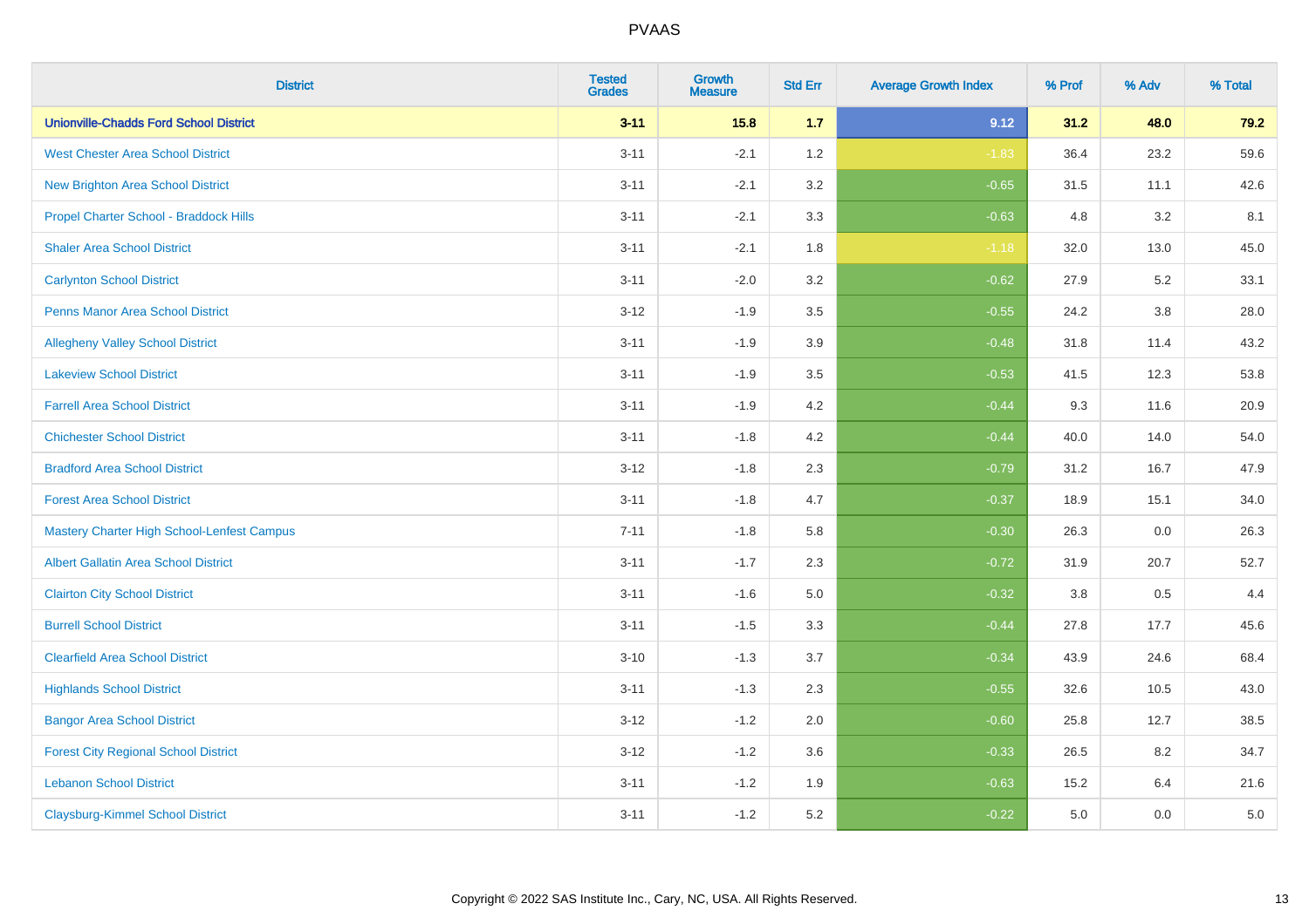# PVAAS

| District | Tested Grades | Growth Measure | Std Err | Average Growth Index | % Prof | % Adv | % Total |
|---|---|---|---|---|---|---|---|
| **Unionville-Chadds Ford School District** | **3-11** | **15.8** | **1.7** | **9.12** | **31.2** | **48.0** | **79.2** |
| West Chester Area School District | 3-11 | -2.1 | 1.2 | -1.83 | 36.4 | 23.2 | 59.6 |
| New Brighton Area School District | 3-11 | -2.1 | 3.2 | -0.65 | 31.5 | 11.1 | 42.6 |
| Propel Charter School - Braddock Hills | 3-11 | -2.1 | 3.3 | -0.63 | 4.8 | 3.2 | 8.1 |
| Shaler Area School District | 3-11 | -2.1 | 1.8 | -1.18 | 32.0 | 13.0 | 45.0 |
| Carlynton School District | 3-11 | -2.0 | 3.2 | -0.62 | 27.9 | 5.2 | 33.1 |
| Penns Manor Area School District | 3-12 | -1.9 | 3.5 | -0.55 | 24.2 | 3.8 | 28.0 |
| Allegheny Valley School District | 3-11 | -1.9 | 3.9 | -0.48 | 31.8 | 11.4 | 43.2 |
| Lakeview School District | 3-11 | -1.9 | 3.5 | -0.53 | 41.5 | 12.3 | 53.8 |
| Farrell Area School District | 3-11 | -1.9 | 4.2 | -0.44 | 9.3 | 11.6 | 20.9 |
| Chichester School District | 3-11 | -1.8 | 4.2 | -0.44 | 40.0 | 14.0 | 54.0 |
| Bradford Area School District | 3-12 | -1.8 | 2.3 | -0.79 | 31.2 | 16.7 | 47.9 |
| Forest Area School District | 3-11 | -1.8 | 4.7 | -0.37 | 18.9 | 15.1 | 34.0 |
| Mastery Charter High School-Lenfest Campus | 7-11 | -1.8 | 5.8 | -0.30 | 26.3 | 0.0 | 26.3 |
| Albert Gallatin Area School District | 3-11 | -1.7 | 2.3 | -0.72 | 31.9 | 20.7 | 52.7 |
| Clairton City School District | 3-11 | -1.6 | 5.0 | -0.32 | 3.8 | 0.5 | 4.4 |
| Burrell School District | 3-11 | -1.5 | 3.3 | -0.44 | 27.8 | 17.7 | 45.6 |
| Clearfield Area School District | 3-10 | -1.3 | 3.7 | -0.34 | 43.9 | 24.6 | 68.4 |
| Highlands School District | 3-11 | -1.3 | 2.3 | -0.55 | 32.6 | 10.5 | 43.0 |
| Bangor Area School District | 3-12 | -1.2 | 2.0 | -0.60 | 25.8 | 12.7 | 38.5 |
| Forest City Regional School District | 3-12 | -1.2 | 3.6 | -0.33 | 26.5 | 8.2 | 34.7 |
| Lebanon School District | 3-11 | -1.2 | 1.9 | -0.63 | 15.2 | 6.4 | 21.6 |
| Claysburg-Kimmel School District | 3-11 | -1.2 | 5.2 | -0.22 | 5.0 | 0.0 | 5.0 |

Copyright © 2022 SAS Institute Inc., Cary, NC, USA. All Rights Reserved.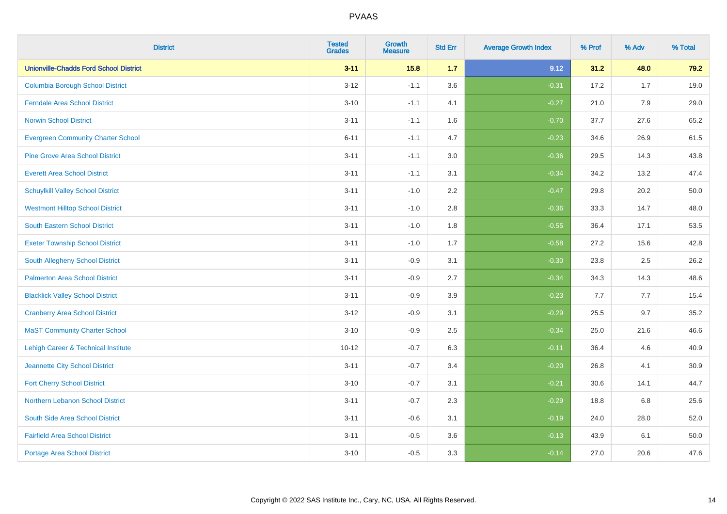| District | Tested Grades | Growth Measure | Std Err | Average Growth Index | % Prof | % Adv | % Total |
|---|---|---|---|---|---|---|---|
| **Unionville-Chadds Ford School District** | **3-11** | **15.8** | **1.7** | **9.12** | **31.2** | **48.0** | **79.2** |
| Columbia Borough School District | 3-12 | -1.1 | 3.6 | -0.31 | 17.2 | 1.7 | 19.0 |
| Ferndale Area School District | 3-10 | -1.1 | 4.1 | -0.27 | 21.0 | 7.9 | 29.0 |
| Norwin School District | 3-11 | -1.1 | 1.6 | -0.70 | 37.7 | 27.6 | 65.2 |
| Evergreen Community Charter School | 6-11 | -1.1 | 4.7 | -0.23 | 34.6 | 26.9 | 61.5 |
| Pine Grove Area School District | 3-11 | -1.1 | 3.0 | -0.36 | 29.5 | 14.3 | 43.8 |
| Everett Area School District | 3-11 | -1.1 | 3.1 | -0.34 | 34.2 | 13.2 | 47.4 |
| Schuylkill Valley School District | 3-11 | -1.0 | 2.2 | -0.47 | 29.8 | 20.2 | 50.0 |
| Westmont Hilltop School District | 3-11 | -1.0 | 2.8 | -0.36 | 33.3 | 14.7 | 48.0 |
| South Eastern School District | 3-11 | -1.0 | 1.8 | -0.55 | 36.4 | 17.1 | 53.5 |
| Exeter Township School District | 3-11 | -1.0 | 1.7 | -0.58 | 27.2 | 15.6 | 42.8 |
| South Allegheny School District | 3-11 | -0.9 | 3.1 | -0.30 | 23.8 | 2.5 | 26.2 |
| Palmerton Area School District | 3-11 | -0.9 | 2.7 | -0.34 | 34.3 | 14.3 | 48.6 |
| Blacklick Valley School District | 3-11 | -0.9 | 3.9 | -0.23 | 7.7 | 7.7 | 15.4 |
| Cranberry Area School District | 3-12 | -0.9 | 3.1 | -0.29 | 25.5 | 9.7 | 35.2 |
| MaST Community Charter School | 3-10 | -0.9 | 2.5 | -0.34 | 25.0 | 21.6 | 46.6 |
| Lehigh Career & Technical Institute | 10-12 | -0.7 | 6.3 | -0.11 | 36.4 | 4.6 | 40.9 |
| Jeannette City School District | 3-11 | -0.7 | 3.4 | -0.20 | 26.8 | 4.1 | 30.9 |
| Fort Cherry School District | 3-10 | -0.7 | 3.1 | -0.21 | 30.6 | 14.1 | 44.7 |
| Northern Lebanon School District | 3-11 | -0.7 | 2.3 | -0.29 | 18.8 | 6.8 | 25.6 |
| South Side Area School District | 3-11 | -0.6 | 3.1 | -0.19 | 24.0 | 28.0 | 52.0 |
| Fairfield Area School District | 3-11 | -0.5 | 3.6 | -0.13 | 43.9 | 6.1 | 50.0 |
| Portage Area School District | 3-10 | -0.5 | 3.3 | -0.14 | 27.0 | 20.6 | 47.6 |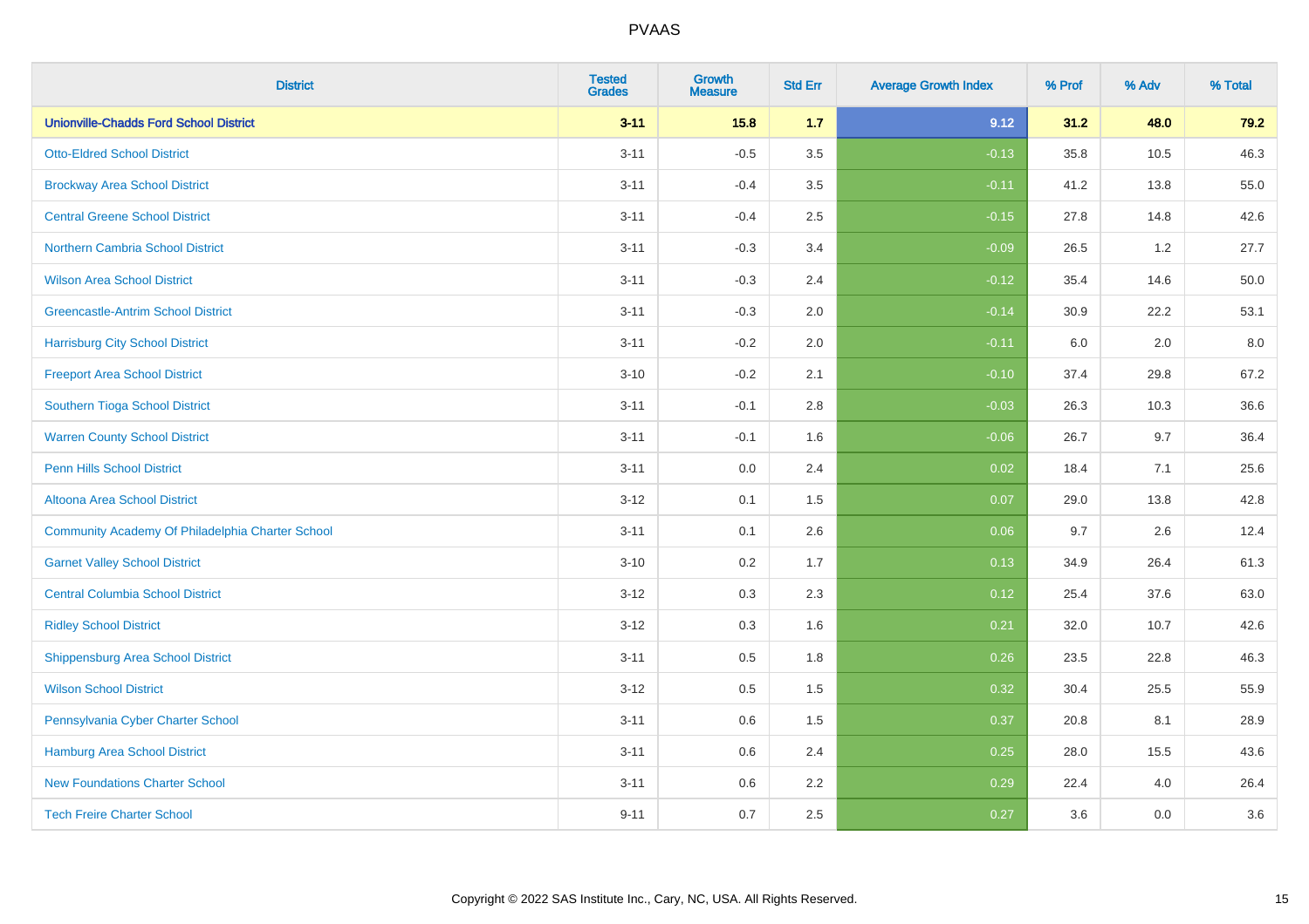| District | Tested Grades | Growth Measure | Std Err | Average Growth Index | % Prof | % Adv | % Total |
|---|---|---|---|---|---|---|---|
| **Unionville-Chadds Ford School District** | **3-11** | **15.8** | **1.7** | **9.12** | **31.2** | **48.0** | **79.2** |
| Otto-Eldred School District | 3-11 | -0.5 | 3.5 | -0.13 | 35.8 | 10.5 | 46.3 |
| Brockway Area School District | 3-11 | -0.4 | 3.5 | -0.11 | 41.2 | 13.8 | 55.0 |
| Central Greene School District | 3-11 | -0.4 | 2.5 | -0.15 | 27.8 | 14.8 | 42.6 |
| Northern Cambria School District | 3-11 | -0.3 | 3.4 | -0.09 | 26.5 | 1.2 | 27.7 |
| Wilson Area School District | 3-11 | -0.3 | 2.4 | -0.12 | 35.4 | 14.6 | 50.0 |
| Greencastle-Antrim School District | 3-11 | -0.3 | 2.0 | -0.14 | 30.9 | 22.2 | 53.1 |
| Harrisburg City School District | 3-11 | -0.2 | 2.0 | -0.11 | 6.0 | 2.0 | 8.0 |
| Freeport Area School District | 3-10 | -0.2 | 2.1 | -0.10 | 37.4 | 29.8 | 67.2 |
| Southern Tioga School District | 3-11 | -0.1 | 2.8 | -0.03 | 26.3 | 10.3 | 36.6 |
| Warren County School District | 3-11 | -0.1 | 1.6 | -0.06 | 26.7 | 9.7 | 36.4 |
| Penn Hills School District | 3-11 | 0.0 | 2.4 | 0.02 | 18.4 | 7.1 | 25.6 |
| Altoona Area School District | 3-12 | 0.1 | 1.5 | 0.07 | 29.0 | 13.8 | 42.8 |
| Community Academy Of Philadelphia Charter School | 3-11 | 0.1 | 2.6 | 0.06 | 9.7 | 2.6 | 12.4 |
| Garnet Valley School District | 3-10 | 0.2 | 1.7 | 0.13 | 34.9 | 26.4 | 61.3 |
| Central Columbia School District | 3-12 | 0.3 | 2.3 | 0.12 | 25.4 | 37.6 | 63.0 |
| Ridley School District | 3-12 | 0.3 | 1.6 | 0.21 | 32.0 | 10.7 | 42.6 |
| Shippensburg Area School District | 3-11 | 0.5 | 1.8 | 0.26 | 23.5 | 22.8 | 46.3 |
| Wilson School District | 3-12 | 0.5 | 1.5 | 0.32 | 30.4 | 25.5 | 55.9 |
| Pennsylvania Cyber Charter School | 3-11 | 0.6 | 1.5 | 0.37 | 20.8 | 8.1 | 28.9 |
| Hamburg Area School District | 3-11 | 0.6 | 2.4 | 0.25 | 28.0 | 15.5 | 43.6 |
| New Foundations Charter School | 3-11 | 0.6 | 2.2 | 0.29 | 22.4 | 4.0 | 26.4 |
| Tech Freire Charter School | 9-11 | 0.7 | 2.5 | 0.27 | 3.6 | 0.0 | 3.6 |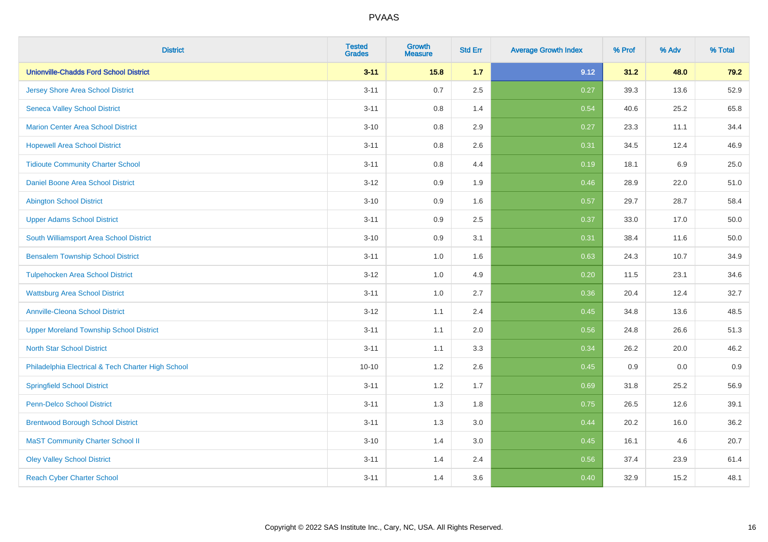# PVAAS

| District | Tested Grades | Growth Measure | Std Err | Average Growth Index | % Prof | % Adv | % Total |
|---|---|---|---|---|---|---|---|
| **Unionville-Chadds Ford School District** | **3-11** | **15.8** | **1.7** | **9.12** | **31.2** | **48.0** | **79.2** |
| Jersey Shore Area School District | 3-11 | 0.7 | 2.5 | 0.27 | 39.3 | 13.6 | 52.9 |
| Seneca Valley School District | 3-11 | 0.8 | 1.4 | 0.54 | 40.6 | 25.2 | 65.8 |
| Marion Center Area School District | 3-10 | 0.8 | 2.9 | 0.27 | 23.3 | 11.1 | 34.4 |
| Hopewell Area School District | 3-11 | 0.8 | 2.6 | 0.31 | 34.5 | 12.4 | 46.9 |
| Tidioute Community Charter School | 3-11 | 0.8 | 4.4 | 0.19 | 18.1 | 6.9 | 25.0 |
| Daniel Boone Area School District | 3-12 | 0.9 | 1.9 | 0.46 | 28.9 | 22.0 | 51.0 |
| Abington School District | 3-10 | 0.9 | 1.6 | 0.57 | 29.7 | 28.7 | 58.4 |
| Upper Adams School District | 3-11 | 0.9 | 2.5 | 0.37 | 33.0 | 17.0 | 50.0 |
| South Williamsport Area School District | 3-10 | 0.9 | 3.1 | 0.31 | 38.4 | 11.6 | 50.0 |
| Bensalem Township School District | 3-11 | 1.0 | 1.6 | 0.63 | 24.3 | 10.7 | 34.9 |
| Tulpehocken Area School District | 3-12 | 1.0 | 4.9 | 0.20 | 11.5 | 23.1 | 34.6 |
| Wattsburg Area School District | 3-11 | 1.0 | 2.7 | 0.36 | 20.4 | 12.4 | 32.7 |
| Annville-Cleona School District | 3-12 | 1.1 | 2.4 | 0.45 | 34.8 | 13.6 | 48.5 |
| Upper Moreland Township School District | 3-11 | 1.1 | 2.0 | 0.56 | 24.8 | 26.6 | 51.3 |
| North Star School District | 3-11 | 1.1 | 3.3 | 0.34 | 26.2 | 20.0 | 46.2 |
| Philadelphia Electrical & Tech Charter High School | 10-10 | 1.2 | 2.6 | 0.45 | 0.9 | 0.0 | 0.9 |
| Springfield School District | 3-11 | 1.2 | 1.7 | 0.69 | 31.8 | 25.2 | 56.9 |
| Penn-Delco School District | 3-11 | 1.3 | 1.8 | 0.75 | 26.5 | 12.6 | 39.1 |
| Brentwood Borough School District | 3-11 | 1.3 | 3.0 | 0.44 | 20.2 | 16.0 | 36.2 |
| MaST Community Charter School II | 3-10 | 1.4 | 3.0 | 0.45 | 16.1 | 4.6 | 20.7 |
| Oley Valley School District | 3-11 | 1.4 | 2.4 | 0.56 | 37.4 | 23.9 | 61.4 |
| Reach Cyber Charter School | 3-11 | 1.4 | 3.6 | 0.40 | 32.9 | 15.2 | 48.1 |

Copyright © 2022 SAS Institute Inc., Cary, NC, USA. All Rights Reserved.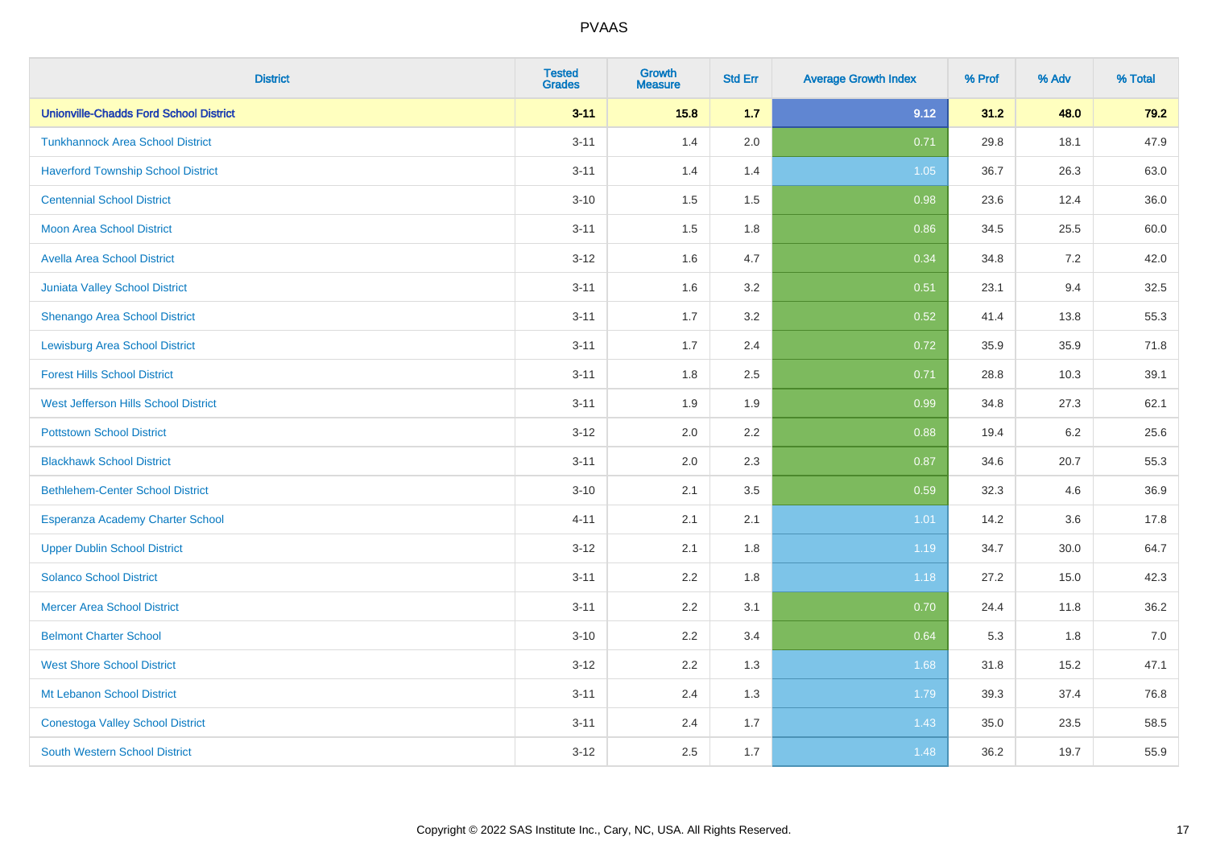# PVAAS

| District | Tested Grades | Growth Measure | Std Err | Average Growth Index | % Prof | % Adv | % Total |
|---|---|---|---|---|---|---|---|
| **Unionville-Chadds Ford School District** | **3-11** | **15.8** | **1.7** | **9.12** | **31.2** | **48.0** | **79.2** |
| Tunkhannock Area School District | 3-11 | 1.4 | 2.0 | 0.71 | 29.8 | 18.1 | 47.9 |
| Haverford Township School District | 3-11 | 1.4 | 1.4 | 1.05 | 36.7 | 26.3 | 63.0 |
| Centennial School District | 3-10 | 1.5 | 1.5 | 0.98 | 23.6 | 12.4 | 36.0 |
| Moon Area School District | 3-11 | 1.5 | 1.8 | 0.86 | 34.5 | 25.5 | 60.0 |
| Avella Area School District | 3-12 | 1.6 | 4.7 | 0.34 | 34.8 | 7.2 | 42.0 |
| Juniata Valley School District | 3-11 | 1.6 | 3.2 | 0.51 | 23.1 | 9.4 | 32.5 |
| Shenango Area School District | 3-11 | 1.7 | 3.2 | 0.52 | 41.4 | 13.8 | 55.3 |
| Lewisburg Area School District | 3-11 | 1.7 | 2.4 | 0.72 | 35.9 | 35.9 | 71.8 |
| Forest Hills School District | 3-11 | 1.8 | 2.5 | 0.71 | 28.8 | 10.3 | 39.1 |
| West Jefferson Hills School District | 3-11 | 1.9 | 1.9 | 0.99 | 34.8 | 27.3 | 62.1 |
| Pottstown School District | 3-12 | 2.0 | 2.2 | 0.88 | 19.4 | 6.2 | 25.6 |
| Blackhawk School District | 3-11 | 2.0 | 2.3 | 0.87 | 34.6 | 20.7 | 55.3 |
| Bethlehem-Center School District | 3-10 | 2.1 | 3.5 | 0.59 | 32.3 | 4.6 | 36.9 |
| Esperanza Academy Charter School | 4-11 | 2.1 | 2.1 | 1.01 | 14.2 | 3.6 | 17.8 |
| Upper Dublin School District | 3-12 | 2.1 | 1.8 | 1.19 | 34.7 | 30.0 | 64.7 |
| Solanco School District | 3-11 | 2.2 | 1.8 | 1.18 | 27.2 | 15.0 | 42.3 |
| Mercer Area School District | 3-11 | 2.2 | 3.1 | 0.70 | 24.4 | 11.8 | 36.2 |
| Belmont Charter School | 3-10 | 2.2 | 3.4 | 0.64 | 5.3 | 1.8 | 7.0 |
| West Shore School District | 3-12 | 2.2 | 1.3 | 1.68 | 31.8 | 15.2 | 47.1 |
| Mt Lebanon School District | 3-11 | 2.4 | 1.3 | 1.79 | 39.3 | 37.4 | 76.8 |
| Conestoga Valley School District | 3-11 | 2.4 | 1.7 | 1.43 | 35.0 | 23.5 | 58.5 |
| South Western School District | 3-12 | 2.5 | 1.7 | 1.48 | 36.2 | 19.7 | 55.9 |

Copyright © 2022 SAS Institute Inc., Cary, NC, USA. All Rights Reserved.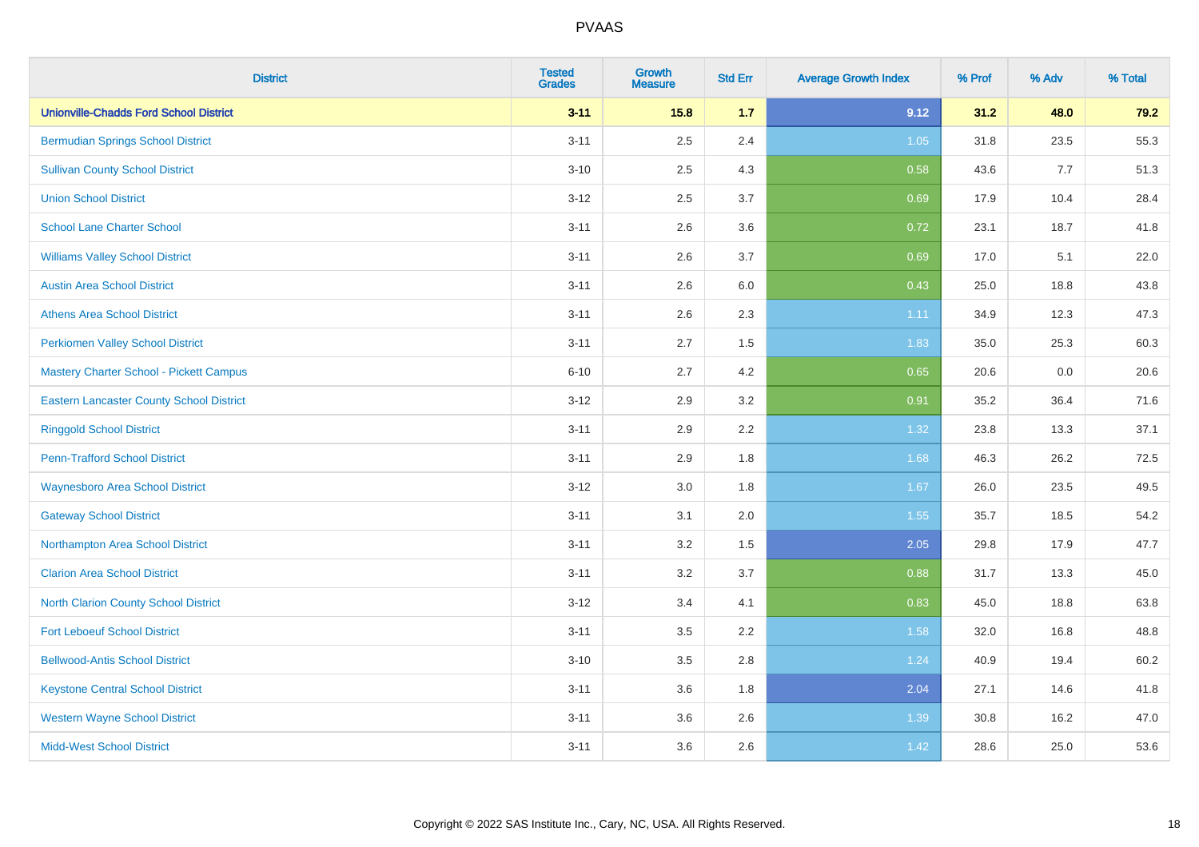| District | Tested Grades | Growth Measure | Std Err | Average Growth Index | % Prof | % Adv | % Total |
|---|---|---|---|---|---|---|---|
| **Unionville-Chadds Ford School District** | **3-11** | **15.8** | **1.7** | **9.12** | **31.2** | **48.0** | **79.2** |
| Bermudian Springs School District | 3-11 | 2.5 | 2.4 | 1.05 | 31.8 | 23.5 | 55.3 |
| Sullivan County School District | 3-10 | 2.5 | 4.3 | 0.58 | 43.6 | 7.7 | 51.3 |
| Union School District | 3-12 | 2.5 | 3.7 | 0.69 | 17.9 | 10.4 | 28.4 |
| School Lane Charter School | 3-11 | 2.6 | 3.6 | 0.72 | 23.1 | 18.7 | 41.8 |
| Williams Valley School District | 3-11 | 2.6 | 3.7 | 0.69 | 17.0 | 5.1 | 22.0 |
| Austin Area School District | 3-11 | 2.6 | 6.0 | 0.43 | 25.0 | 18.8 | 43.8 |
| Athens Area School District | 3-11 | 2.6 | 2.3 | 1.11 | 34.9 | 12.3 | 47.3 |
| Perkiomen Valley School District | 3-11 | 2.7 | 1.5 | 1.83 | 35.0 | 25.3 | 60.3 |
| Mastery Charter School - Pickett Campus | 6-10 | 2.7 | 4.2 | 0.65 | 20.6 | 0.0 | 20.6 |
| Eastern Lancaster County School District | 3-12 | 2.9 | 3.2 | 0.91 | 35.2 | 36.4 | 71.6 |
| Ringgold School District | 3-11 | 2.9 | 2.2 | 1.32 | 23.8 | 13.3 | 37.1 |
| Penn-Trafford School District | 3-11 | 2.9 | 1.8 | 1.68 | 46.3 | 26.2 | 72.5 |
| Waynesboro Area School District | 3-12 | 3.0 | 1.8 | 1.67 | 26.0 | 23.5 | 49.5 |
| Gateway School District | 3-11 | 3.1 | 2.0 | 1.55 | 35.7 | 18.5 | 54.2 |
| Northampton Area School District | 3-11 | 3.2 | 1.5 | 2.05 | 29.8 | 17.9 | 47.7 |
| Clarion Area School District | 3-11 | 3.2 | 3.7 | 0.88 | 31.7 | 13.3 | 45.0 |
| North Clarion County School District | 3-12 | 3.4 | 4.1 | 0.83 | 45.0 | 18.8 | 63.8 |
| Fort Leboeuf School District | 3-11 | 3.5 | 2.2 | 1.58 | 32.0 | 16.8 | 48.8 |
| Bellwood-Antis School District | 3-10 | 3.5 | 2.8 | 1.24 | 40.9 | 19.4 | 60.2 |
| Keystone Central School District | 3-11 | 3.6 | 1.8 | 2.04 | 27.1 | 14.6 | 41.8 |
| Western Wayne School District | 3-11 | 3.6 | 2.6 | 1.39 | 30.8 | 16.2 | 47.0 |
| Midd-West School District | 3-11 | 3.6 | 2.6 | 1.42 | 28.6 | 25.0 | 53.6 |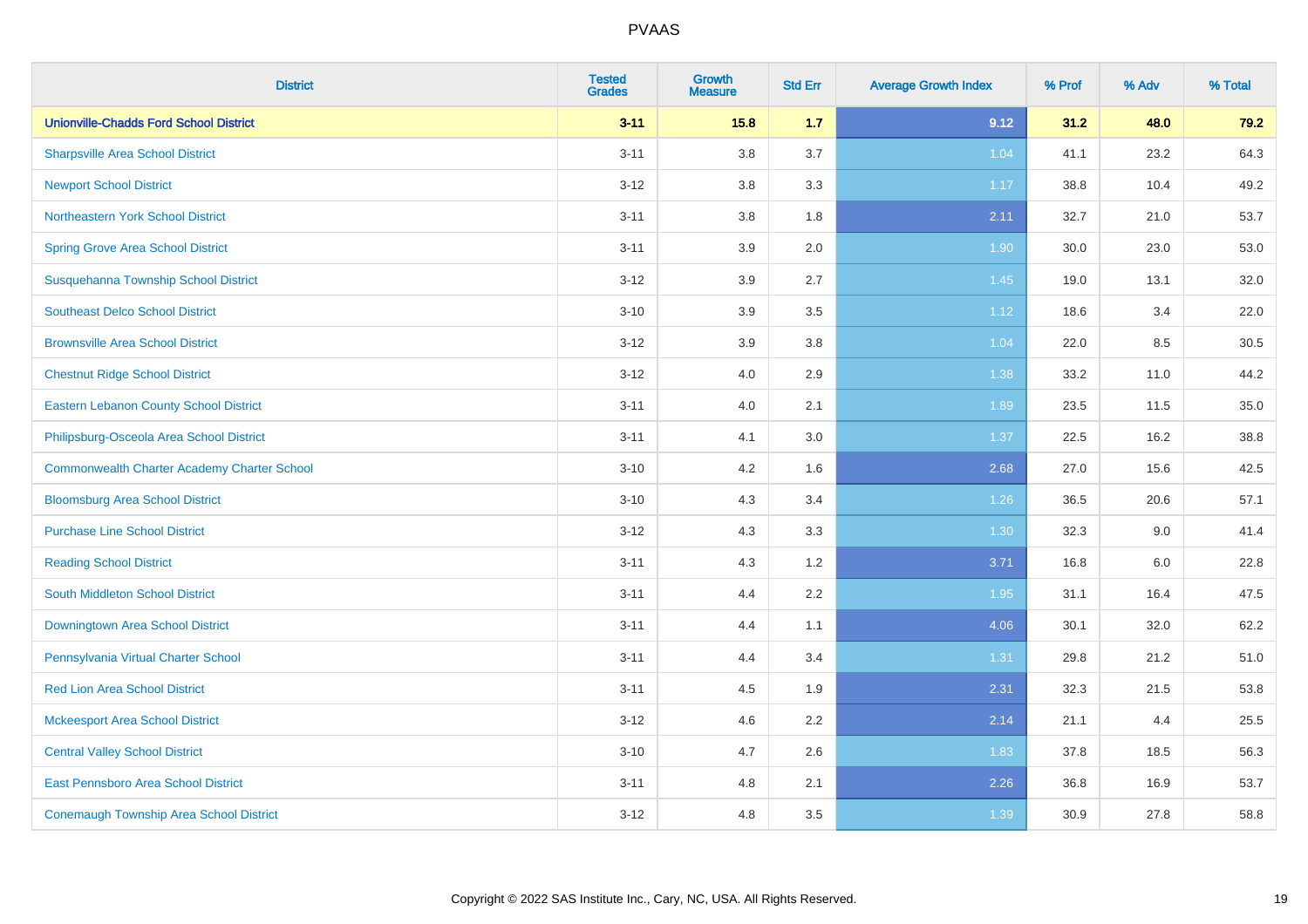# PVAAS

| District | Tested Grades | Growth Measure | Std Err | Average Growth Index | % Prof | % Adv | % Total |
|---|---|---|---|---|---|---|---|
| **Unionville-Chadds Ford School District** | **3-11** | **15.8** | **1.7** | **9.12** | **31.2** | **48.0** | **79.2** |
| Sharpsville Area School District | 3-11 | 3.8 | 3.7 | 1.04 | 41.1 | 23.2 | 64.3 |
| Newport School District | 3-12 | 3.8 | 3.3 | 1.17 | 38.8 | 10.4 | 49.2 |
| Northeastern York School District | 3-11 | 3.8 | 1.8 | 2.11 | 32.7 | 21.0 | 53.7 |
| Spring Grove Area School District | 3-11 | 3.9 | 2.0 | 1.90 | 30.0 | 23.0 | 53.0 |
| Susquehanna Township School District | 3-12 | 3.9 | 2.7 | 1.45 | 19.0 | 13.1 | 32.0 |
| Southeast Delco School District | 3-10 | 3.9 | 3.5 | 1.12 | 18.6 | 3.4 | 22.0 |
| Brownsville Area School District | 3-12 | 3.9 | 3.8 | 1.04 | 22.0 | 8.5 | 30.5 |
| Chestnut Ridge School District | 3-12 | 4.0 | 2.9 | 1.38 | 33.2 | 11.0 | 44.2 |
| Eastern Lebanon County School District | 3-11 | 4.0 | 2.1 | 1.89 | 23.5 | 11.5 | 35.0 |
| Philipsburg-Osceola Area School District | 3-11 | 4.1 | 3.0 | 1.37 | 22.5 | 16.2 | 38.8 |
| Commonwealth Charter Academy Charter School | 3-10 | 4.2 | 1.6 | 2.68 | 27.0 | 15.6 | 42.5 |
| Bloomsburg Area School District | 3-10 | 4.3 | 3.4 | 1.26 | 36.5 | 20.6 | 57.1 |
| Purchase Line School District | 3-12 | 4.3 | 3.3 | 1.30 | 32.3 | 9.0 | 41.4 |
| Reading School District | 3-11 | 4.3 | 1.2 | 3.71 | 16.8 | 6.0 | 22.8 |
| South Middleton School District | 3-11 | 4.4 | 2.2 | 1.95 | 31.1 | 16.4 | 47.5 |
| Downingtown Area School District | 3-11 | 4.4 | 1.1 | 4.06 | 30.1 | 32.0 | 62.2 |
| Pennsylvania Virtual Charter School | 3-11 | 4.4 | 3.4 | 1.31 | 29.8 | 21.2 | 51.0 |
| Red Lion Area School District | 3-11 | 4.5 | 1.9 | 2.31 | 32.3 | 21.5 | 53.8 |
| Mckeesport Area School District | 3-12 | 4.6 | 2.2 | 2.14 | 21.1 | 4.4 | 25.5 |
| Central Valley School District | 3-10 | 4.7 | 2.6 | 1.83 | 37.8 | 18.5 | 56.3 |
| East Pennsboro Area School District | 3-11 | 4.8 | 2.1 | 2.26 | 36.8 | 16.9 | 53.7 |
| Conemaugh Township Area School District | 3-12 | 4.8 | 3.5 | 1.39 | 30.9 | 27.8 | 58.8 |

Copyright © 2022 SAS Institute Inc., Cary, NC, USA. All Rights Reserved.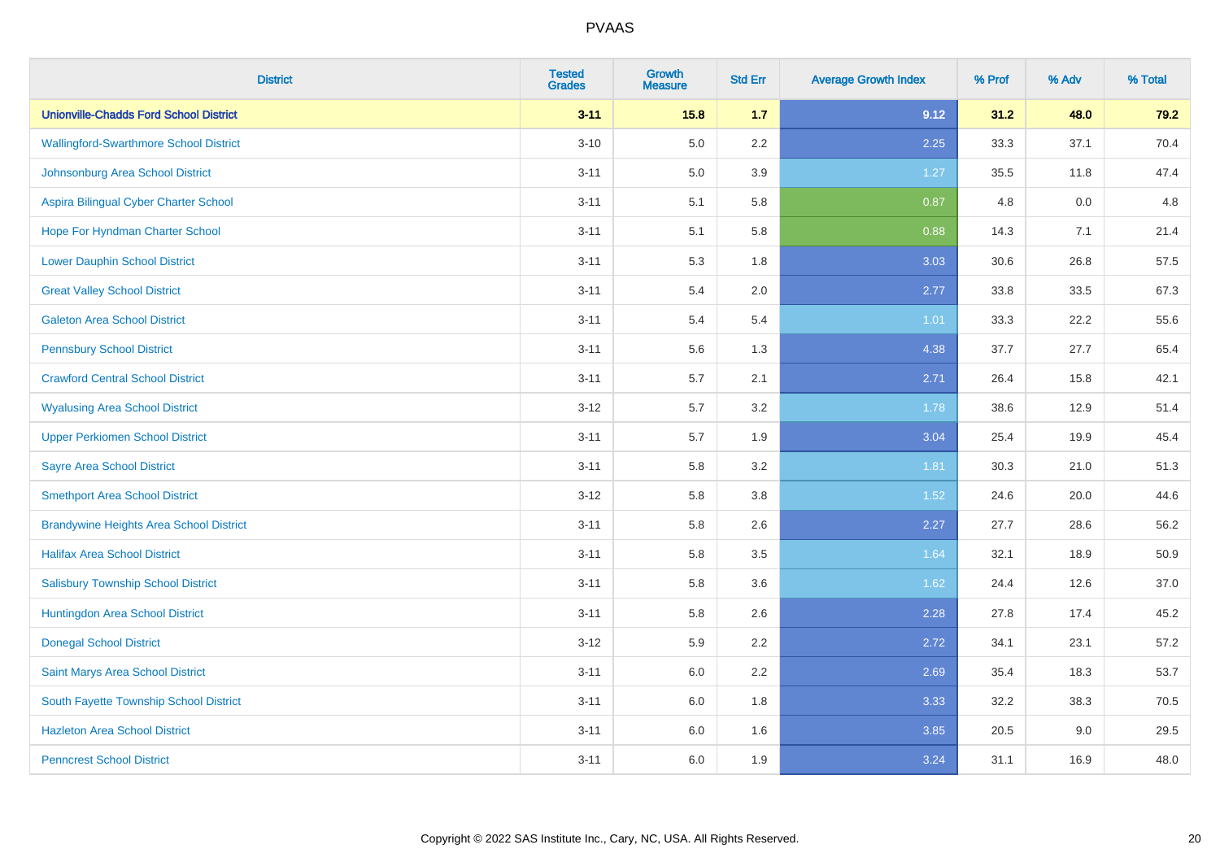# PVAAS

| District | Tested Grades | Growth Measure | Std Err | Average Growth Index | % Prof | % Adv | % Total |
|---|---|---|---|---|---|---|---|
| **Unionville-Chadds Ford School District** | **3-11** | **15.8** | **1.7** | **9.12** | **31.2** | **48.0** | **79.2** |
| Wallingford-Swarthmore School District | 3-10 | 5.0 | 2.2 | 2.25 | 33.3 | 37.1 | 70.4 |
| Johnsonburg Area School District | 3-11 | 5.0 | 3.9 | 1.27 | 35.5 | 11.8 | 47.4 |
| Aspira Bilingual Cyber Charter School | 3-11 | 5.1 | 5.8 | 0.87 | 4.8 | 0.0 | 4.8 |
| Hope For Hyndman Charter School | 3-11 | 5.1 | 5.8 | 0.88 | 14.3 | 7.1 | 21.4 |
| Lower Dauphin School District | 3-11 | 5.3 | 1.8 | 3.03 | 30.6 | 26.8 | 57.5 |
| Great Valley School District | 3-11 | 5.4 | 2.0 | 2.77 | 33.8 | 33.5 | 67.3 |
| Galeton Area School District | 3-11 | 5.4 | 5.4 | 1.01 | 33.3 | 22.2 | 55.6 |
| Pennsbury School District | 3-11 | 5.6 | 1.3 | 4.38 | 37.7 | 27.7 | 65.4 |
| Crawford Central School District | 3-11 | 5.7 | 2.1 | 2.71 | 26.4 | 15.8 | 42.1 |
| Wyalusing Area School District | 3-12 | 5.7 | 3.2 | 1.78 | 38.6 | 12.9 | 51.4 |
| Upper Perkiomen School District | 3-11 | 5.7 | 1.9 | 3.04 | 25.4 | 19.9 | 45.4 |
| Sayre Area School District | 3-11 | 5.8 | 3.2 | 1.81 | 30.3 | 21.0 | 51.3 |
| Smethport Area School District | 3-12 | 5.8 | 3.8 | 1.52 | 24.6 | 20.0 | 44.6 |
| Brandywine Heights Area School District | 3-11 | 5.8 | 2.6 | 2.27 | 27.7 | 28.6 | 56.2 |
| Halifax Area School District | 3-11 | 5.8 | 3.5 | 1.64 | 32.1 | 18.9 | 50.9 |
| Salisbury Township School District | 3-11 | 5.8 | 3.6 | 1.62 | 24.4 | 12.6 | 37.0 |
| Huntingdon Area School District | 3-11 | 5.8 | 2.6 | 2.28 | 27.8 | 17.4 | 45.2 |
| Donegal School District | 3-12 | 5.9 | 2.2 | 2.72 | 34.1 | 23.1 | 57.2 |
| Saint Marys Area School District | 3-11 | 6.0 | 2.2 | 2.69 | 35.4 | 18.3 | 53.7 |
| South Fayette Township School District | 3-11 | 6.0 | 1.8 | 3.33 | 32.2 | 38.3 | 70.5 |
| Hazleton Area School District | 3-11 | 6.0 | 1.6 | 3.85 | 20.5 | 9.0 | 29.5 |
| Penncrest School District | 3-11 | 6.0 | 1.9 | 3.24 | 31.1 | 16.9 | 48.0 |

Copyright © 2022 SAS Institute Inc., Cary, NC, USA. All Rights Reserved.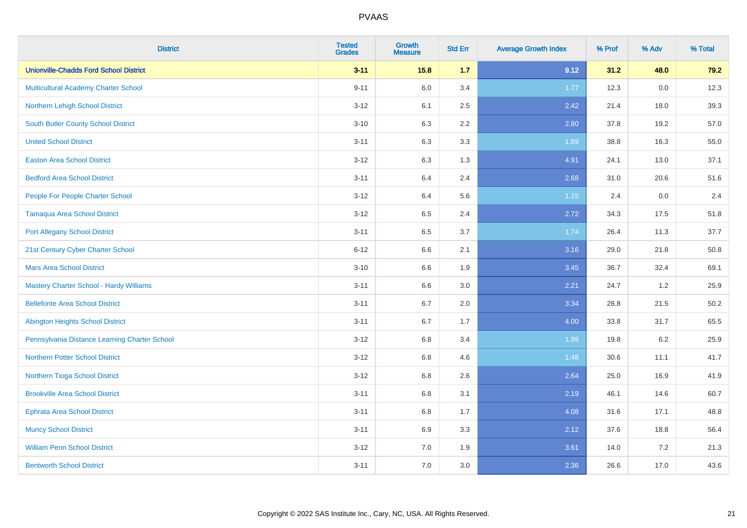# PVAAS

| District | Tested Grades | Growth Measure | Std Err | Average Growth Index | % Prof | % Adv | % Total |
|---|---|---|---|---|---|---|---|
| **Unionville-Chadds Ford School District** | **3-11** | **15.8** | **1.7** | **9.12** | **31.2** | **48.0** | **79.2** |
| Multicultural Academy Charter School | 9-11 | 6.0 | 3.4 | 1.77 | 12.3 | 0.0 | 12.3 |
| Northern Lehigh School District | 3-12 | 6.1 | 2.5 | 2.42 | 21.4 | 18.0 | 39.3 |
| South Butler County School District | 3-10 | 6.3 | 2.2 | 2.80 | 37.8 | 19.2 | 57.0 |
| United School District | 3-11 | 6.3 | 3.3 | 1.89 | 38.8 | 16.3 | 55.0 |
| Easton Area School District | 3-12 | 6.3 | 1.3 | 4.91 | 24.1 | 13.0 | 37.1 |
| Bedford Area School District | 3-11 | 6.4 | 2.4 | 2.68 | 31.0 | 20.6 | 51.6 |
| People For People Charter School | 3-12 | 6.4 | 5.6 | 1.15 | 2.4 | 0.0 | 2.4 |
| Tamaqua Area School District | 3-12 | 6.5 | 2.4 | 2.72 | 34.3 | 17.5 | 51.8 |
| Port Allegany School District | 3-11 | 6.5 | 3.7 | 1.74 | 26.4 | 11.3 | 37.7 |
| 21st Century Cyber Charter School | 6-12 | 6.6 | 2.1 | 3.16 | 29.0 | 21.8 | 50.8 |
| Mars Area School District | 3-10 | 6.6 | 1.9 | 3.45 | 36.7 | 32.4 | 69.1 |
| Mastery Charter School - Hardy Williams | 3-11 | 6.6 | 3.0 | 2.21 | 24.7 | 1.2 | 25.9 |
| Bellefonte Area School District | 3-11 | 6.7 | 2.0 | 3.34 | 28.8 | 21.5 | 50.2 |
| Abington Heights School District | 3-11 | 6.7 | 1.7 | 4.00 | 33.8 | 31.7 | 65.5 |
| Pennsylvania Distance Learning Charter School | 3-12 | 6.8 | 3.4 | 1.99 | 19.8 | 6.2 | 25.9 |
| Northern Potter School District | 3-12 | 6.8 | 4.6 | 1.48 | 30.6 | 11.1 | 41.7 |
| Northern Tioga School District | 3-12 | 6.8 | 2.6 | 2.64 | 25.0 | 16.9 | 41.9 |
| Brookville Area School District | 3-11 | 6.8 | 3.1 | 2.19 | 46.1 | 14.6 | 60.7 |
| Ephrata Area School District | 3-11 | 6.8 | 1.7 | 4.08 | 31.6 | 17.1 | 48.8 |
| Muncy School District | 3-11 | 6.9 | 3.3 | 2.12 | 37.6 | 18.8 | 56.4 |
| William Penn School District | 3-12 | 7.0 | 1.9 | 3.61 | 14.0 | 7.2 | 21.3 |
| Bentworth School District | 3-11 | 7.0 | 3.0 | 2.36 | 26.6 | 17.0 | 43.6 |

Copyright © 2022 SAS Institute Inc., Cary, NC, USA. All Rights Reserved.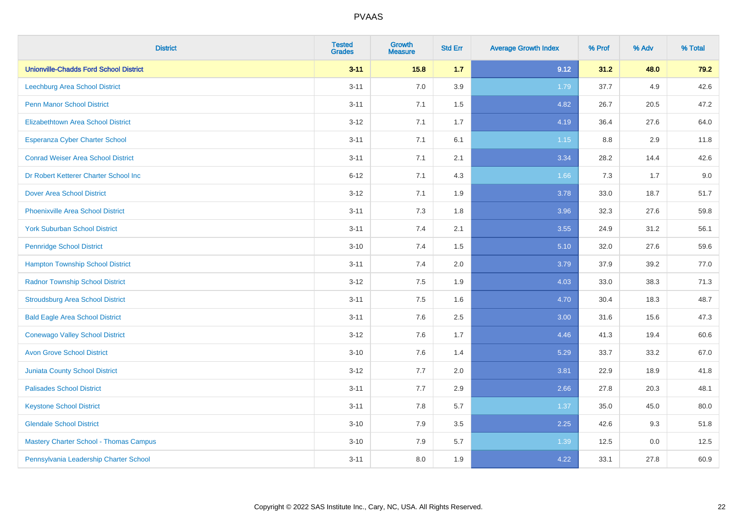# PVAAS

| District | Tested Grades | Growth Measure | Std Err | Average Growth Index | % Prof | % Adv | % Total |
|---|---|---|---|---|---|---|---|
| **Unionville-Chadds Ford School District** | **3-11** | **15.8** | **1.7** | **9.12** | **31.2** | **48.0** | **79.2** |
| Leechburg Area School District | 3-11 | 7.0 | 3.9 | 1.79 | 37.7 | 4.9 | 42.6 |
| Penn Manor School District | 3-11 | 7.1 | 1.5 | 4.82 | 26.7 | 20.5 | 47.2 |
| Elizabethtown Area School District | 3-12 | 7.1 | 1.7 | 4.19 | 36.4 | 27.6 | 64.0 |
| Esperanza Cyber Charter School | 3-11 | 7.1 | 6.1 | 1.15 | 8.8 | 2.9 | 11.8 |
| Conrad Weiser Area School District | 3-11 | 7.1 | 2.1 | 3.34 | 28.2 | 14.4 | 42.6 |
| Dr Robert Ketterer Charter School Inc | 6-12 | 7.1 | 4.3 | 1.66 | 7.3 | 1.7 | 9.0 |
| Dover Area School District | 3-12 | 7.1 | 1.9 | 3.78 | 33.0 | 18.7 | 51.7 |
| Phoenixville Area School District | 3-11 | 7.3 | 1.8 | 3.96 | 32.3 | 27.6 | 59.8 |
| York Suburban School District | 3-11 | 7.4 | 2.1 | 3.55 | 24.9 | 31.2 | 56.1 |
| Pennridge School District | 3-10 | 7.4 | 1.5 | 5.10 | 32.0 | 27.6 | 59.6 |
| Hampton Township School District | 3-11 | 7.4 | 2.0 | 3.79 | 37.9 | 39.2 | 77.0 |
| Radnor Township School District | 3-12 | 7.5 | 1.9 | 4.03 | 33.0 | 38.3 | 71.3 |
| Stroudsburg Area School District | 3-11 | 7.5 | 1.6 | 4.70 | 30.4 | 18.3 | 48.7 |
| Bald Eagle Area School District | 3-11 | 7.6 | 2.5 | 3.00 | 31.6 | 15.6 | 47.3 |
| Conewago Valley School District | 3-12 | 7.6 | 1.7 | 4.46 | 41.3 | 19.4 | 60.6 |
| Avon Grove School District | 3-10 | 7.6 | 1.4 | 5.29 | 33.7 | 33.2 | 67.0 |
| Juniata County School District | 3-12 | 7.7 | 2.0 | 3.81 | 22.9 | 18.9 | 41.8 |
| Palisades School District | 3-11 | 7.7 | 2.9 | 2.66 | 27.8 | 20.3 | 48.1 |
| Keystone School District | 3-11 | 7.8 | 5.7 | 1.37 | 35.0 | 45.0 | 80.0 |
| Glendale School District | 3-10 | 7.9 | 3.5 | 2.25 | 42.6 | 9.3 | 51.8 |
| Mastery Charter School - Thomas Campus | 3-10 | 7.9 | 5.7 | 1.39 | 12.5 | 0.0 | 12.5 |
| Pennsylvania Leadership Charter School | 3-11 | 8.0 | 1.9 | 4.22 | 33.1 | 27.8 | 60.9 |

Copyright © 2022 SAS Institute Inc., Cary, NC, USA. All Rights Reserved.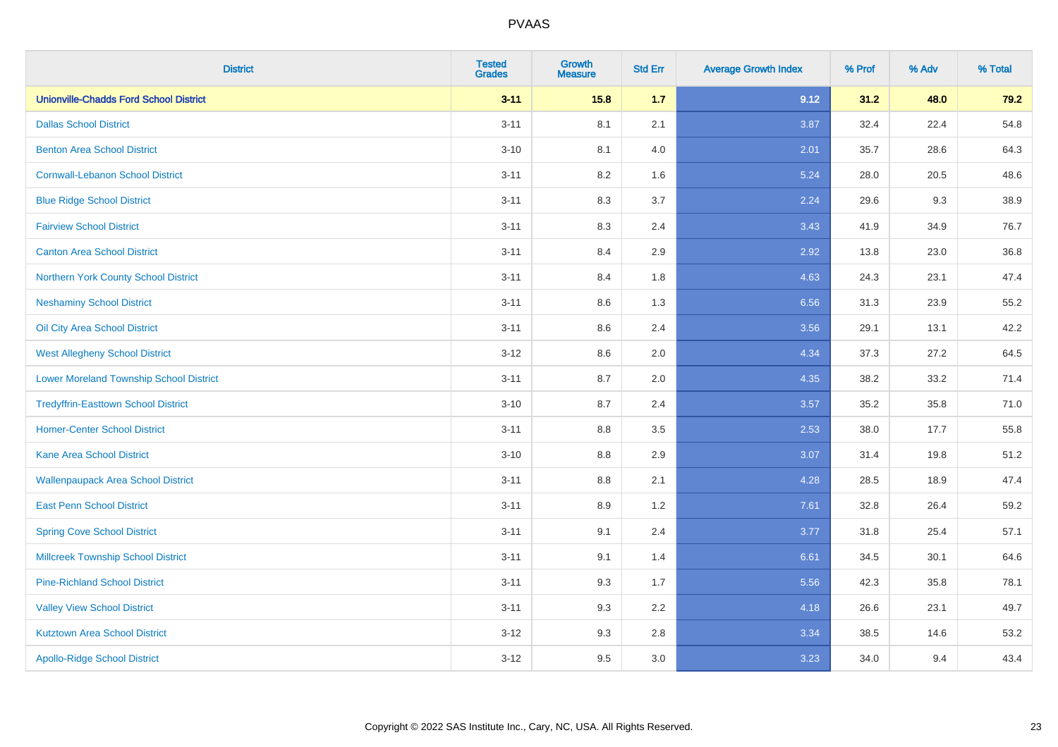PVAAS

| District | Tested Grades | Growth Measure | Std Err | Average Growth Index | % Prof | % Adv | % Total |
|---|---|---|---|---|---|---|---|
| **Unionville-Chadds Ford School District** | **3-11** | **15.8** | **1.7** | **9.12** | **31.2** | **48.0** | **79.2** |
| Dallas School District | 3-11 | 8.1 | 2.1 | 3.87 | 32.4 | 22.4 | 54.8 |
| Benton Area School District | 3-10 | 8.1 | 4.0 | 2.01 | 35.7 | 28.6 | 64.3 |
| Cornwall-Lebanon School District | 3-11 | 8.2 | 1.6 | 5.24 | 28.0 | 20.5 | 48.6 |
| Blue Ridge School District | 3-11 | 8.3 | 3.7 | 2.24 | 29.6 | 9.3 | 38.9 |
| Fairview School District | 3-11 | 8.3 | 2.4 | 3.43 | 41.9 | 34.9 | 76.7 |
| Canton Area School District | 3-11 | 8.4 | 2.9 | 2.92 | 13.8 | 23.0 | 36.8 |
| Northern York County School District | 3-11 | 8.4 | 1.8 | 4.63 | 24.3 | 23.1 | 47.4 |
| Neshaminy School District | 3-11 | 8.6 | 1.3 | 6.56 | 31.3 | 23.9 | 55.2 |
| Oil City Area School District | 3-11 | 8.6 | 2.4 | 3.56 | 29.1 | 13.1 | 42.2 |
| West Allegheny School District | 3-12 | 8.6 | 2.0 | 4.34 | 37.3 | 27.2 | 64.5 |
| Lower Moreland Township School District | 3-11 | 8.7 | 2.0 | 4.35 | 38.2 | 33.2 | 71.4 |
| Tredyffrin-Easttown School District | 3-10 | 8.7 | 2.4 | 3.57 | 35.2 | 35.8 | 71.0 |
| Homer-Center School District | 3-11 | 8.8 | 3.5 | 2.53 | 38.0 | 17.7 | 55.8 |
| Kane Area School District | 3-10 | 8.8 | 2.9 | 3.07 | 31.4 | 19.8 | 51.2 |
| Wallenpaupack Area School District | 3-11 | 8.8 | 2.1 | 4.28 | 28.5 | 18.9 | 47.4 |
| East Penn School District | 3-11 | 8.9 | 1.2 | 7.61 | 32.8 | 26.4 | 59.2 |
| Spring Cove School District | 3-11 | 9.1 | 2.4 | 3.77 | 31.8 | 25.4 | 57.1 |
| Millcreek Township School District | 3-11 | 9.1 | 1.4 | 6.61 | 34.5 | 30.1 | 64.6 |
| Pine-Richland School District | 3-11 | 9.3 | 1.7 | 5.56 | 42.3 | 35.8 | 78.1 |
| Valley View School District | 3-11 | 9.3 | 2.2 | 4.18 | 26.6 | 23.1 | 49.7 |
| Kutztown Area School District | 3-12 | 9.3 | 2.8 | 3.34 | 38.5 | 14.6 | 53.2 |
| Apollo-Ridge School District | 3-12 | 9.5 | 3.0 | 3.23 | 34.0 | 9.4 | 43.4 |

Copyright © 2022 SAS Institute Inc., Cary, NC, USA. All Rights Reserved.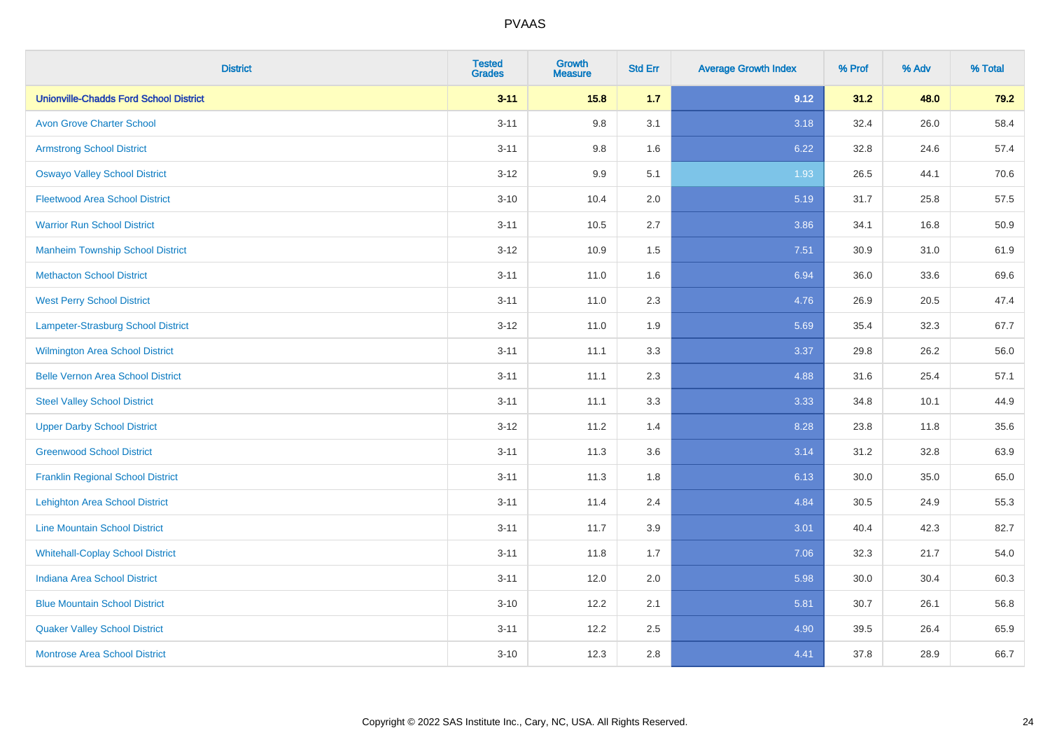# PVAAS

| District | Tested Grades | Growth Measure | Std Err | Average Growth Index | % Prof | % Adv | % Total |
|---|---|---|---|---|---|---|---|
| **Unionville-Chadds Ford School District** | **3-11** | **15.8** | **1.7** | **9.12** | **31.2** | **48.0** | **79.2** |
| Avon Grove Charter School | 3-11 | 9.8 | 3.1 | 3.18 | 32.4 | 26.0 | 58.4 |
| Armstrong School District | 3-11 | 9.8 | 1.6 | 6.22 | 32.8 | 24.6 | 57.4 |
| Oswayo Valley School District | 3-12 | 9.9 | 5.1 | 1.93 | 26.5 | 44.1 | 70.6 |
| Fleetwood Area School District | 3-10 | 10.4 | 2.0 | 5.19 | 31.7 | 25.8 | 57.5 |
| Warrior Run School District | 3-11 | 10.5 | 2.7 | 3.86 | 34.1 | 16.8 | 50.9 |
| Manheim Township School District | 3-12 | 10.9 | 1.5 | 7.51 | 30.9 | 31.0 | 61.9 |
| Methacton School District | 3-11 | 11.0 | 1.6 | 6.94 | 36.0 | 33.6 | 69.6 |
| West Perry School District | 3-11 | 11.0 | 2.3 | 4.76 | 26.9 | 20.5 | 47.4 |
| Lampeter-Strasburg School District | 3-12 | 11.0 | 1.9 | 5.69 | 35.4 | 32.3 | 67.7 |
| Wilmington Area School District | 3-11 | 11.1 | 3.3 | 3.37 | 29.8 | 26.2 | 56.0 |
| Belle Vernon Area School District | 3-11 | 11.1 | 2.3 | 4.88 | 31.6 | 25.4 | 57.1 |
| Steel Valley School District | 3-11 | 11.1 | 3.3 | 3.33 | 34.8 | 10.1 | 44.9 |
| Upper Darby School District | 3-12 | 11.2 | 1.4 | 8.28 | 23.8 | 11.8 | 35.6 |
| Greenwood School District | 3-11 | 11.3 | 3.6 | 3.14 | 31.2 | 32.8 | 63.9 |
| Franklin Regional School District | 3-11 | 11.3 | 1.8 | 6.13 | 30.0 | 35.0 | 65.0 |
| Lehighton Area School District | 3-11 | 11.4 | 2.4 | 4.84 | 30.5 | 24.9 | 55.3 |
| Line Mountain School District | 3-11 | 11.7 | 3.9 | 3.01 | 40.4 | 42.3 | 82.7 |
| Whitehall-Coplay School District | 3-11 | 11.8 | 1.7 | 7.06 | 32.3 | 21.7 | 54.0 |
| Indiana Area School District | 3-11 | 12.0 | 2.0 | 5.98 | 30.0 | 30.4 | 60.3 |
| Blue Mountain School District | 3-10 | 12.2 | 2.1 | 5.81 | 30.7 | 26.1 | 56.8 |
| Quaker Valley School District | 3-11 | 12.2 | 2.5 | 4.90 | 39.5 | 26.4 | 65.9 |
| Montrose Area School District | 3-10 | 12.3 | 2.8 | 4.41 | 37.8 | 28.9 | 66.7 |

Copyright © 2022 SAS Institute Inc., Cary, NC, USA. All Rights Reserved.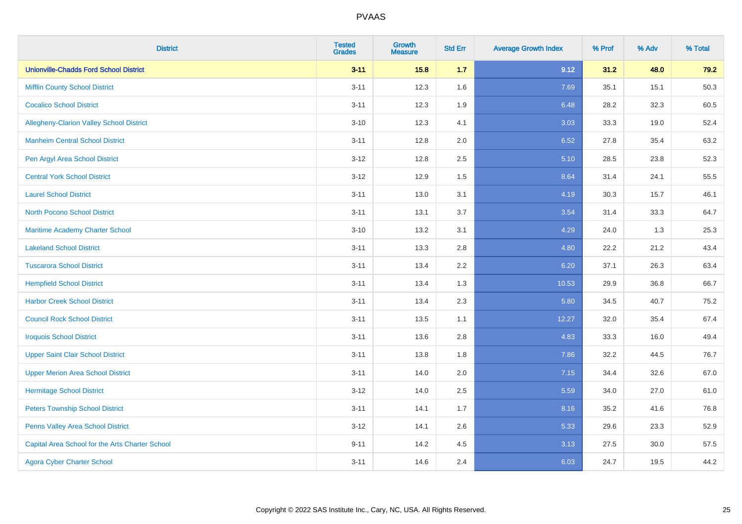# PVAAS

| District | Tested Grades | Growth Measure | Std Err | Average Growth Index | % Prof | % Adv | % Total |
|---|---|---|---|---|---|---|---|
| **Unionville-Chadds Ford School District** | **3-11** | **15.8** | **1.7** | **9.12** | **31.2** | **48.0** | **79.2** |
| Mifflin County School District | 3-11 | 12.3 | 1.6 | 7.69 | 35.1 | 15.1 | 50.3 |
| Cocalico School District | 3-11 | 12.3 | 1.9 | 6.48 | 28.2 | 32.3 | 60.5 |
| Allegheny-Clarion Valley School District | 3-10 | 12.3 | 4.1 | 3.03 | 33.3 | 19.0 | 52.4 |
| Manheim Central School District | 3-11 | 12.8 | 2.0 | 6.52 | 27.8 | 35.4 | 63.2 |
| Pen Argyl Area School District | 3-12 | 12.8 | 2.5 | 5.10 | 28.5 | 23.8 | 52.3 |
| Central York School District | 3-12 | 12.9 | 1.5 | 8.64 | 31.4 | 24.1 | 55.5 |
| Laurel School District | 3-11 | 13.0 | 3.1 | 4.19 | 30.3 | 15.7 | 46.1 |
| North Pocono School District | 3-11 | 13.1 | 3.7 | 3.54 | 31.4 | 33.3 | 64.7 |
| Maritime Academy Charter School | 3-10 | 13.2 | 3.1 | 4.29 | 24.0 | 1.3 | 25.3 |
| Lakeland School District | 3-11 | 13.3 | 2.8 | 4.80 | 22.2 | 21.2 | 43.4 |
| Tuscarora School District | 3-11 | 13.4 | 2.2 | 6.20 | 37.1 | 26.3 | 63.4 |
| Hempfield School District | 3-11 | 13.4 | 1.3 | 10.53 | 29.9 | 36.8 | 66.7 |
| Harbor Creek School District | 3-11 | 13.4 | 2.3 | 5.80 | 34.5 | 40.7 | 75.2 |
| Council Rock School District | 3-11 | 13.5 | 1.1 | 12.27 | 32.0 | 35.4 | 67.4 |
| Iroquois School District | 3-11 | 13.6 | 2.8 | 4.83 | 33.3 | 16.0 | 49.4 |
| Upper Saint Clair School District | 3-11 | 13.8 | 1.8 | 7.86 | 32.2 | 44.5 | 76.7 |
| Upper Merion Area School District | 3-11 | 14.0 | 2.0 | 7.15 | 34.4 | 32.6 | 67.0 |
| Hermitage School District | 3-12 | 14.0 | 2.5 | 5.59 | 34.0 | 27.0 | 61.0 |
| Peters Township School District | 3-11 | 14.1 | 1.7 | 8.16 | 35.2 | 41.6 | 76.8 |
| Penns Valley Area School District | 3-12 | 14.1 | 2.6 | 5.33 | 29.6 | 23.3 | 52.9 |
| Capital Area School for the Arts Charter School | 9-11 | 14.2 | 4.5 | 3.13 | 27.5 | 30.0 | 57.5 |
| Agora Cyber Charter School | 3-11 | 14.6 | 2.4 | 6.03 | 24.7 | 19.5 | 44.2 |

Copyright © 2022 SAS Institute Inc., Cary, NC, USA. All Rights Reserved.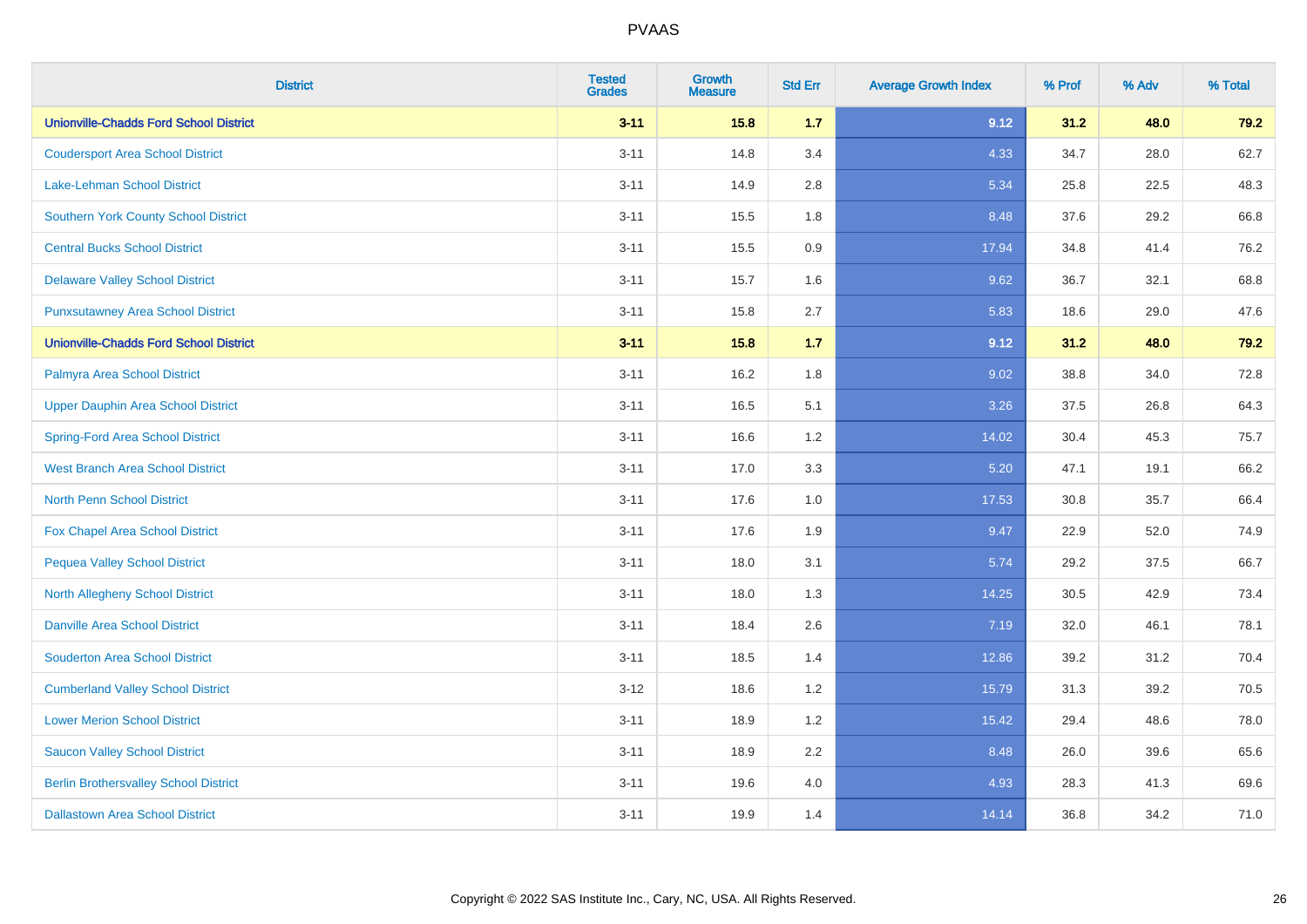# PVAAS

| District | Tested Grades | Growth Measure | Std Err | Average Growth Index | % Prof | % Adv | % Total |
|---|---|---|---|---|---|---|---|
| **Unionville-Chadds Ford School District** | **3-11** | **15.8** | **1.7** | **9.12** | **31.2** | **48.0** | **79.2** |
| Coudersport Area School District | 3-11 | 14.8 | 3.4 | 4.33 | 34.7 | 28.0 | 62.7 |
| Lake-Lehman School District | 3-11 | 14.9 | 2.8 | 5.34 | 25.8 | 22.5 | 48.3 |
| Southern York County School District | 3-11 | 15.5 | 1.8 | 8.48 | 37.6 | 29.2 | 66.8 |
| Central Bucks School District | 3-11 | 15.5 | 0.9 | 17.94 | 34.8 | 41.4 | 76.2 |
| Delaware Valley School District | 3-11 | 15.7 | 1.6 | 9.62 | 36.7 | 32.1 | 68.8 |
| Punxsutawney Area School District | 3-11 | 15.8 | 2.7 | 5.83 | 18.6 | 29.0 | 47.6 |
| **Unionville-Chadds Ford School District** | **3-11** | **15.8** | **1.7** | **9.12** | **31.2** | **48.0** | **79.2** |
| Palmyra Area School District | 3-11 | 16.2 | 1.8 | 9.02 | 38.8 | 34.0 | 72.8 |
| Upper Dauphin Area School District | 3-11 | 16.5 | 5.1 | 3.26 | 37.5 | 26.8 | 64.3 |
| Spring-Ford Area School District | 3-11 | 16.6 | 1.2 | 14.02 | 30.4 | 45.3 | 75.7 |
| West Branch Area School District | 3-11 | 17.0 | 3.3 | 5.20 | 47.1 | 19.1 | 66.2 |
| North Penn School District | 3-11 | 17.6 | 1.0 | 17.53 | 30.8 | 35.7 | 66.4 |
| Fox Chapel Area School District | 3-11 | 17.6 | 1.9 | 9.47 | 22.9 | 52.0 | 74.9 |
| Pequea Valley School District | 3-11 | 18.0 | 3.1 | 5.74 | 29.2 | 37.5 | 66.7 |
| North Allegheny School District | 3-11 | 18.0 | 1.3 | 14.25 | 30.5 | 42.9 | 73.4 |
| Danville Area School District | 3-11 | 18.4 | 2.6 | 7.19 | 32.0 | 46.1 | 78.1 |
| Souderton Area School District | 3-11 | 18.5 | 1.4 | 12.86 | 39.2 | 31.2 | 70.4 |
| Cumberland Valley School District | 3-12 | 18.6 | 1.2 | 15.79 | 31.3 | 39.2 | 70.5 |
| Lower Merion School District | 3-11 | 18.9 | 1.2 | 15.42 | 29.4 | 48.6 | 78.0 |
| Saucon Valley School District | 3-11 | 18.9 | 2.2 | 8.48 | 26.0 | 39.6 | 65.6 |
| Berlin Brothersvalley School District | 3-11 | 19.6 | 4.0 | 4.93 | 28.3 | 41.3 | 69.6 |
| Dallastown Area School District | 3-11 | 19.9 | 1.4 | 14.14 | 36.8 | 34.2 | 71.0 |

Copyright © 2022 SAS Institute Inc., Cary, NC, USA. All Rights Reserved.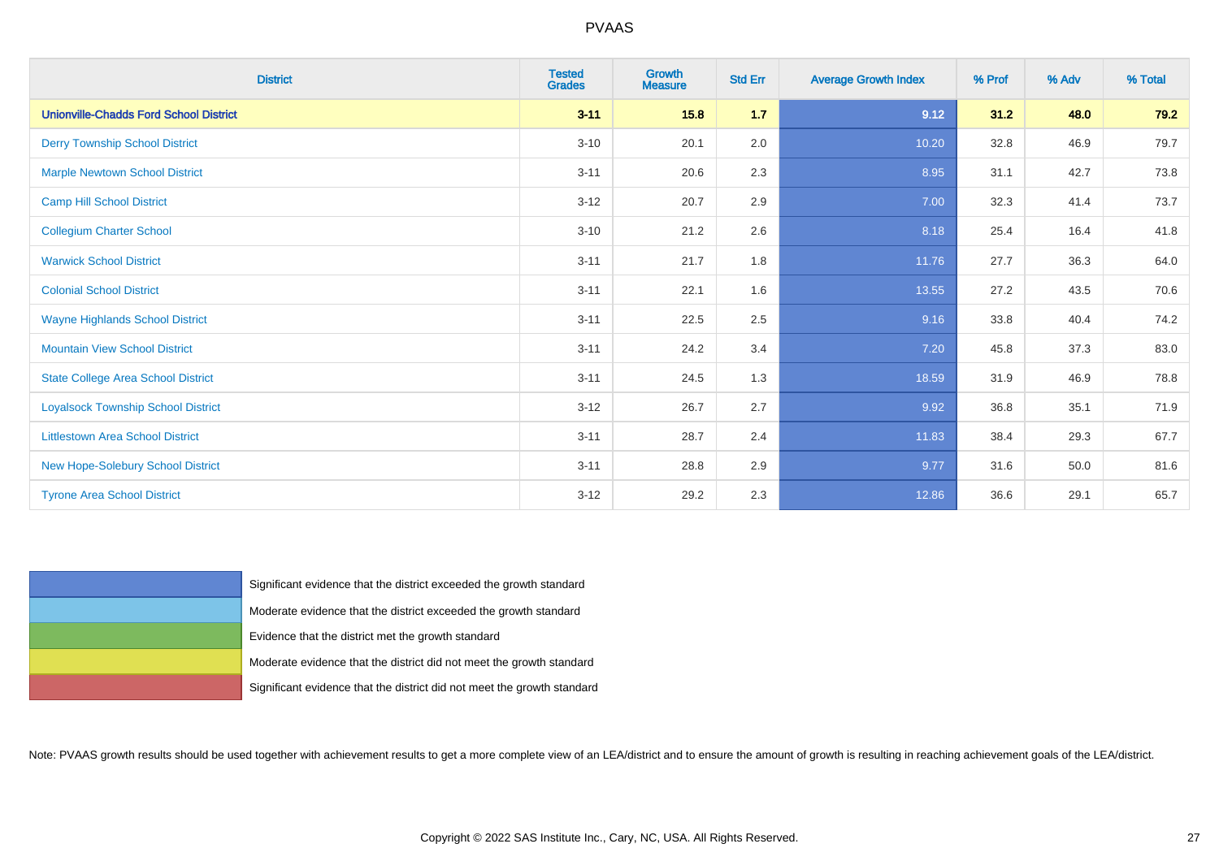# PVAAS

| District | Tested Grades | Growth Measure | Std Err | Average Growth Index | % Prof | % Adv | % Total |
|---|---|---|---|---|---|---|---|
| **Unionville-Chadds Ford School District** | **3-11** | **15.8** | **1.7** | **9.12** | **31.2** | **48.0** | **79.2** |
| Derry Township School District | 3-10 | 20.1 | 2.0 | 10.20 | 32.8 | 46.9 | 79.7 |
| Marple Newtown School District | 3-11 | 20.6 | 2.3 | 8.95 | 31.1 | 42.7 | 73.8 |
| Camp Hill School District | 3-12 | 20.7 | 2.9 | 7.00 | 32.3 | 41.4 | 73.7 |
| Collegium Charter School | 3-10 | 21.2 | 2.6 | 8.18 | 25.4 | 16.4 | 41.8 |
| Warwick School District | 3-11 | 21.7 | 1.8 | 11.76 | 27.7 | 36.3 | 64.0 |
| Colonial School District | 3-11 | 22.1 | 1.6 | 13.55 | 27.2 | 43.5 | 70.6 |
| Wayne Highlands School District | 3-11 | 22.5 | 2.5 | 9.16 | 33.8 | 40.4 | 74.2 |
| Mountain View School District | 3-11 | 24.2 | 3.4 | 7.20 | 45.8 | 37.3 | 83.0 |
| State College Area School District | 3-11 | 24.5 | 1.3 | 18.59 | 31.9 | 46.9 | 78.8 |
| Loyalsock Township School District | 3-12 | 26.7 | 2.7 | 9.92 | 36.8 | 35.1 | 71.9 |
| Littlestown Area School District | 3-11 | 28.7 | 2.4 | 11.83 | 38.4 | 29.3 | 67.7 |
| New Hope-Solebury School District | 3-11 | 28.8 | 2.9 | 9.77 | 31.6 | 50.0 | 81.6 |
| Tyrone Area School District | 3-12 | 29.2 | 2.3 | 12.86 | 36.6 | 29.1 | 65.7 |

Significant evidence that the district exceeded the growth standard

Moderate evidence that the district exceeded the growth standard

Evidence that the district met the growth standard

Moderate evidence that the district did not meet the growth standard

Significant evidence that the district did not meet the growth standard

Note: PVAAS growth results should be used together with achievement results to get a more complete view of an LEA/district and to ensure the amount of growth is resulting in reaching achievement goals of the LEA/district.

Copyright © 2022 SAS Institute Inc., Cary, NC, USA. All Rights Reserved.